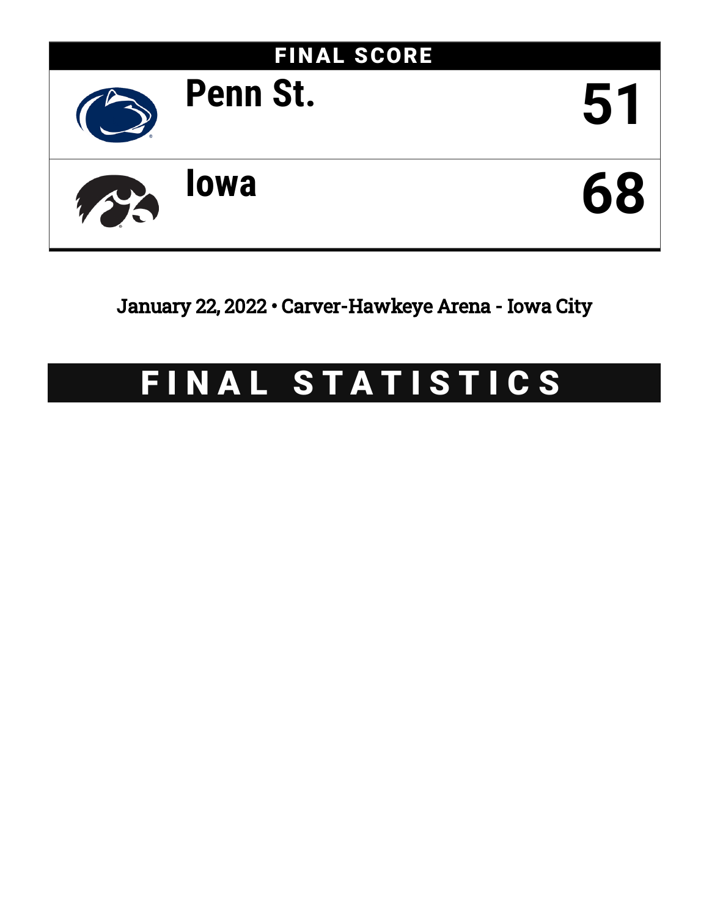# FINAL SCORE

| | |
|---|---|
| Penn St. | 51 |
| Iowa | 68 |

January 22, 2022 • Carver-Hawkeye Arena - Iowa City

# FINAL STATISTICS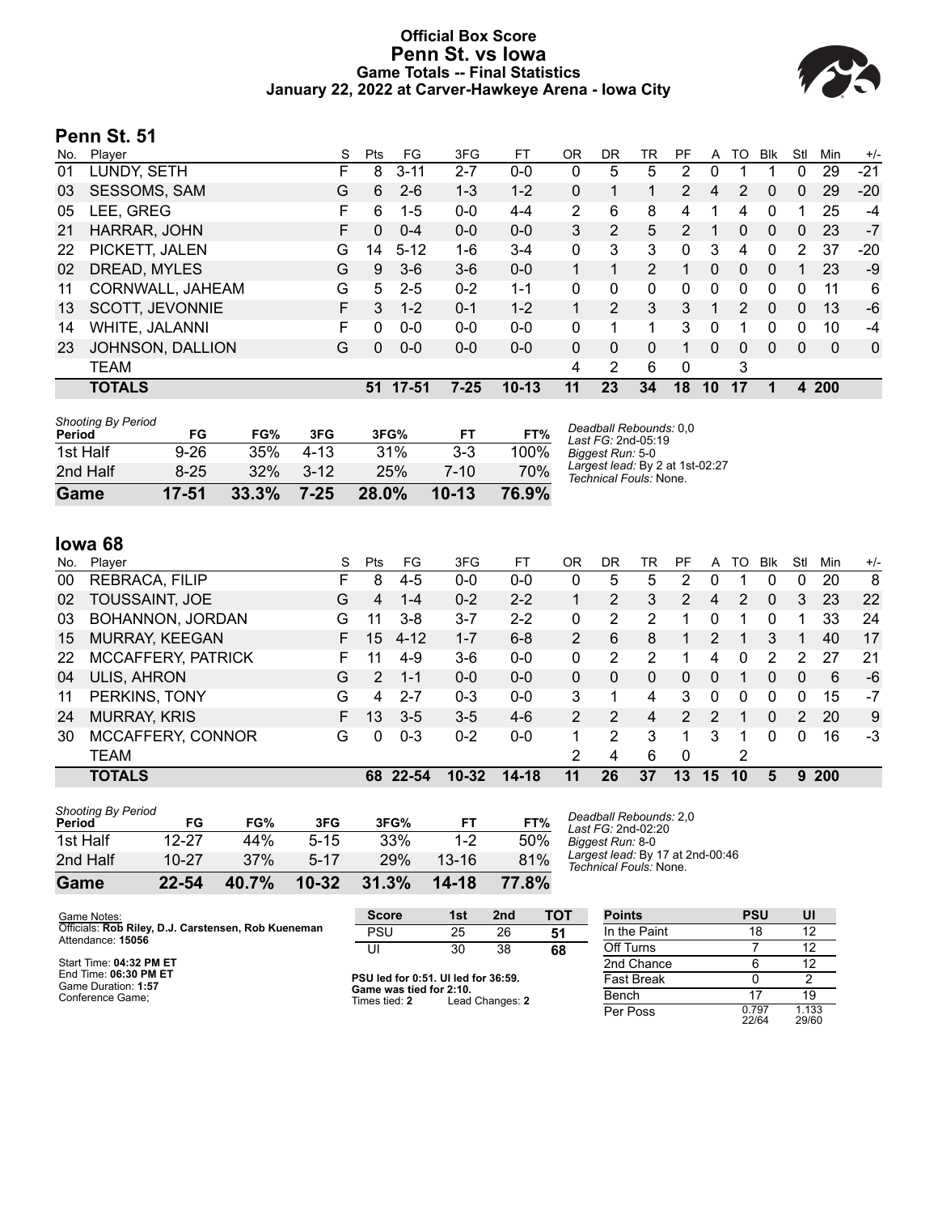# Official Box Score
## Penn St. vs Iowa
### Game Totals -- Final Statistics
### January 22, 2022 at Carver-Hawkeye Arena - Iowa City

## Penn St. 51

| No. | Player | S | Pts | FG | 3FG | FT | OR | DR | TR | PF | A | TO | Blk | Stl | Min | +/- |
|---|---|---|---|---|---|---|---|---|---|---|---|---|---|---|---|---|
| 01 | LUNDY, SETH | F | 8 | 3-11 | 2-7 | 0-0 | 0 | 5 | 5 | 2 | 0 | 1 | 1 | 0 | 29 | -21 |
| 03 | SESSOMS, SAM | G | 6 | 2-6 | 1-3 | 1-2 | 0 | 1 | 1 | 2 | 4 | 2 | 0 | 0 | 29 | -20 |
| 05 | LEE, GREG | F | 6 | 1-5 | 0-0 | 4-4 | 2 | 6 | 8 | 4 | 1 | 4 | 0 | 1 | 25 | -4 |
| 21 | HARRAR, JOHN | F | 0 | 0-4 | 0-0 | 0-0 | 3 | 2 | 5 | 2 | 1 | 0 | 0 | 0 | 23 | -7 |
| 22 | PICKETT, JALEN | G | 14 | 5-12 | 1-6 | 3-4 | 0 | 3 | 3 | 0 | 3 | 4 | 0 | 2 | 37 | -20 |
| 02 | DREAD, MYLES | G | 9 | 3-6 | 3-6 | 0-0 | 1 | 1 | 2 | 1 | 0 | 0 | 0 | 1 | 23 | -9 |
| 11 | CORNWALL, JAHEAM | G | 5 | 2-5 | 0-2 | 1-1 | 0 | 0 | 0 | 0 | 0 | 0 | 0 | 0 | 11 | 6 |
| 13 | SCOTT, JEVONNIE | F | 3 | 1-2 | 0-1 | 1-2 | 1 | 2 | 3 | 3 | 1 | 2 | 0 | 0 | 13 | -6 |
| 14 | WHITE, JALANNI | F | 0 | 0-0 | 0-0 | 0-0 | 0 | 1 | 1 | 3 | 0 | 1 | 0 | 0 | 10 | -4 |
| 23 | JOHNSON, DALLION | G | 0 | 0-0 | 0-0 | 0-0 | 0 | 0 | 0 | 1 | 0 | 0 | 0 | 0 | 0 | 0 |
| | TEAM | | | | | | 4 | 2 | 6 | 0 | | 3 | | | | |
| | **TOTALS** | | **51** | **17-51** | **7-25** | **10-13** | **11** | **23** | **34** | **18** | **10** | **17** | **1** | **4** | **200** | |

| Shooting By Period | FG | FG% | 3FG | 3FG% | FT | FT% |
|---|---|---|---|---|---|---|
| 1st Half | 9-26 | 35% | 4-13 | 31% | 3-3 | 100% |
| 2nd Half | 8-25 | 32% | 3-12 | 25% | 7-10 | 70% |
| **Game** | **17-51** | **33.3%** | **7-25** | **28.0%** | **10-13** | **76.9%** |

*Deadball Rebounds:* 0,0
*Last FG:* 2nd-05:19
*Biggest Run:* 5-0
*Largest lead:* By 2 at 1st-02:27
*Technical Fouls:* None.

## Iowa 68

| No. | Player | S | Pts | FG | 3FG | FT | OR | DR | TR | PF | A | TO | Blk | Stl | Min | +/- |
|---|---|---|---|---|---|---|---|---|---|---|---|---|---|---|---|---|
| 00 | REBRACA, FILIP | F | 8 | 4-5 | 0-0 | 0-0 | 0 | 5 | 5 | 2 | 0 | 1 | 0 | 0 | 20 | 8 |
| 02 | TOUSSAINT, JOE | G | 4 | 1-4 | 0-2 | 2-2 | 1 | 2 | 3 | 2 | 4 | 2 | 0 | 3 | 23 | 22 |
| 03 | BOHANNON, JORDAN | G | 11 | 3-8 | 3-7 | 2-2 | 0 | 2 | 2 | 1 | 0 | 1 | 0 | 1 | 33 | 24 |
| 15 | MURRAY, KEEGAN | F | 15 | 4-12 | 1-7 | 6-8 | 2 | 6 | 8 | 1 | 2 | 1 | 3 | 1 | 40 | 17 |
| 22 | MCCAFFERY, PATRICK | F | 11 | 4-9 | 3-6 | 0-0 | 0 | 2 | 2 | 1 | 4 | 0 | 2 | 2 | 27 | 21 |
| 04 | ULIS, AHRON | G | 2 | 1-1 | 0-0 | 0-0 | 0 | 0 | 0 | 0 | 0 | 1 | 0 | 0 | 6 | -6 |
| 11 | PERKINS, TONY | G | 4 | 2-7 | 0-3 | 0-0 | 3 | 1 | 4 | 3 | 0 | 0 | 0 | 0 | 15 | -7 |
| 24 | MURRAY, KRIS | F | 13 | 3-5 | 3-5 | 4-6 | 2 | 2 | 4 | 2 | 2 | 1 | 0 | 2 | 20 | 9 |
| 30 | MCCAFFERY, CONNOR | G | 0 | 0-3 | 0-2 | 0-0 | 1 | 2 | 3 | 1 | 3 | 1 | 0 | 0 | 16 | -3 |
| | TEAM | | | | | | 2 | 4 | 6 | 0 | | 2 | | | | |
| | **TOTALS** | | **68** | **22-54** | **10-32** | **14-18** | **11** | **26** | **37** | **13** | **15** | **10** | **5** | **9** | **200** | |

| Shooting By Period | FG | FG% | 3FG | 3FG% | FT | FT% |
|---|---|---|---|---|---|---|
| 1st Half | 12-27 | 44% | 5-15 | 33% | 1-2 | 50% |
| 2nd Half | 10-27 | 37% | 5-17 | 29% | 13-16 | 81% |
| **Game** | **22-54** | **40.7%** | **10-32** | **31.3%** | **14-18** | **77.8%** |

*Deadball Rebounds:* 2,0
*Last FG:* 2nd-02:20
*Biggest Run:* 8-0
*Largest lead:* By 17 at 2nd-00:46
*Technical Fouls:* None.

Game Notes:
Officials: **Rob Riley, D.J. Carstensen, Rob Kueneman**
Attendance: **15056**

Start Time: **04:32 PM ET**
End Time: **06:30 PM ET**
Game Duration: **1:57**
Conference Game;

| Score | 1st | 2nd | TOT |
|---|---|---|---|
| PSU | 25 | 26 | **51** |
| UI | 30 | 38 | **68** |

**PSU led for 0:51. UI led for 36:59.**
**Game was tied for 2:10.**
Times tied: **2** Lead Changes: **2**

| Points | PSU | UI |
|---|---|---|
| In the Paint | 18 | 12 |
| Off Turns | 7 | 12 |
| 2nd Chance | 6 | 12 |
| Fast Break | 0 | 2 |
| Bench | 17 | 19 |
| Per Poss | 0.797 22/64 | 1.133 29/60 |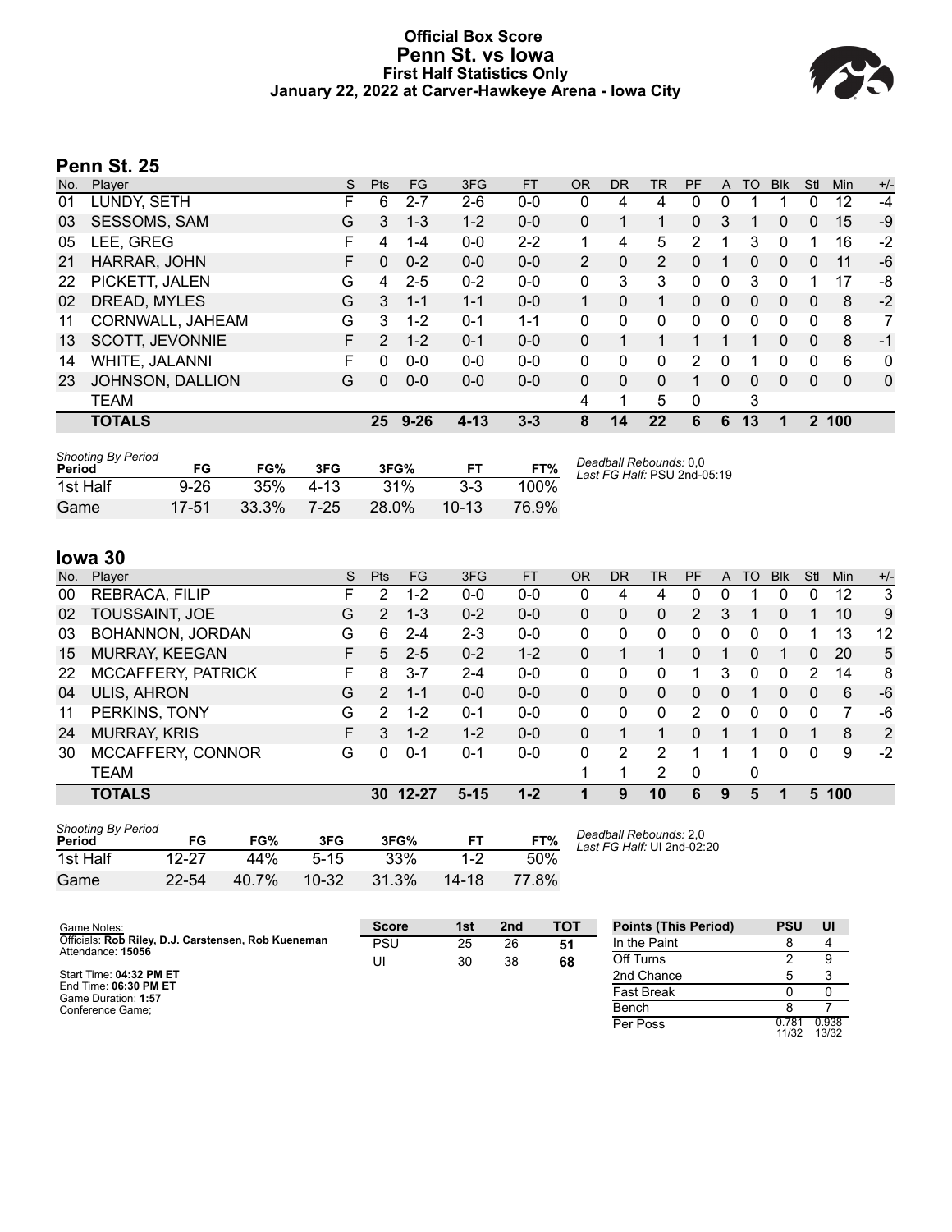# Official Box Score
## Penn St. vs Iowa
### First Half Statistics Only
### January 22, 2022 at Carver-Hawkeye Arena - Iowa City

## Penn St. 25

| No. | Player | S | Pts | FG | 3FG | FT | OR | DR | TR | PF | A | TO | Blk | Stl | Min | +/- |
|---|---|---|---|---|---|---|---|---|---|---|---|---|---|---|---|---|
| 01 | LUNDY, SETH | F | 6 | 2-7 | 2-6 | 0-0 | 0 | 4 | 4 | 0 | 0 | 1 | 1 | 0 | 12 | -4 |
| 03 | SESSOMS, SAM | G | 3 | 1-3 | 1-2 | 0-0 | 0 | 1 | 1 | 0 | 3 | 1 | 0 | 0 | 15 | -9 |
| 05 | LEE, GREG | F | 4 | 1-4 | 0-0 | 2-2 | 1 | 4 | 5 | 2 | 1 | 3 | 0 | 1 | 16 | -2 |
| 21 | HARRAR, JOHN | F | 0 | 0-2 | 0-0 | 0-0 | 2 | 0 | 2 | 0 | 1 | 0 | 0 | 0 | 11 | -6 |
| 22 | PICKETT, JALEN | G | 4 | 2-5 | 0-2 | 0-0 | 0 | 3 | 3 | 0 | 0 | 3 | 0 | 1 | 17 | -8 |
| 02 | DREAD, MYLES | G | 3 | 1-1 | 1-1 | 0-0 | 1 | 0 | 1 | 0 | 0 | 0 | 0 | 0 | 8 | -2 |
| 11 | CORNWALL, JAHEAM | G | 3 | 1-2 | 0-1 | 1-1 | 0 | 0 | 0 | 0 | 0 | 0 | 0 | 0 | 8 | 7 |
| 13 | SCOTT, JEVONNIE | F | 2 | 1-2 | 0-1 | 0-0 | 0 | 1 | 1 | 1 | 1 | 1 | 0 | 0 | 8 | -1 |
| 14 | WHITE, JALANNI | F | 0 | 0-0 | 0-0 | 0-0 | 0 | 0 | 0 | 2 | 0 | 1 | 0 | 0 | 6 | 0 |
| 23 | JOHNSON, DALLION | G | 0 | 0-0 | 0-0 | 0-0 | 0 | 0 | 0 | 1 | 0 | 0 | 0 | 0 | 0 | 0 |
| | TEAM | | | | | | 4 | 1 | 5 | 0 | | 3 | | | | |
| | **TOTALS** | | **25** | **9-26** | **4-13** | **3-3** | **8** | **14** | **22** | **6** | **6** | **13** | **1** | **2** | **100** | |

| Shooting By Period Period | FG | FG% | 3FG | 3FG% | FT | FT% |
|---|---|---|---|---|---|---|
| 1st Half | 9-26 | 35% | 4-13 | 31% | 3-3 | 100% |
| Game | 17-51 | 33.3% | 7-25 | 28.0% | 10-13 | 76.9% |

*Deadball Rebounds:* 0,0
*Last FG Half:* PSU 2nd-05:19

## Iowa 30

| No. | Player | S | Pts | FG | 3FG | FT | OR | DR | TR | PF | A | TO | Blk | Stl | Min | +/- |
|---|---|---|---|---|---|---|---|---|---|---|---|---|---|---|---|---|
| 00 | REBRACA, FILIP | F | 2 | 1-2 | 0-0 | 0-0 | 0 | 4 | 4 | 0 | 0 | 1 | 0 | 0 | 12 | 3 |
| 02 | TOUSSAINT, JOE | G | 2 | 1-3 | 0-2 | 0-0 | 0 | 0 | 0 | 2 | 3 | 1 | 0 | 1 | 10 | 9 |
| 03 | BOHANNON, JORDAN | G | 6 | 2-4 | 2-3 | 0-0 | 0 | 0 | 0 | 0 | 0 | 0 | 0 | 1 | 13 | 12 |
| 15 | MURRAY, KEEGAN | F | 5 | 2-5 | 0-2 | 1-2 | 0 | 1 | 1 | 0 | 1 | 0 | 1 | 0 | 20 | 5 |
| 22 | MCCAFFERY, PATRICK | F | 8 | 3-7 | 2-4 | 0-0 | 0 | 0 | 0 | 1 | 3 | 0 | 0 | 2 | 14 | 8 |
| 04 | ULIS, AHRON | G | 2 | 1-1 | 0-0 | 0-0 | 0 | 0 | 0 | 0 | 0 | 1 | 0 | 0 | 6 | -6 |
| 11 | PERKINS, TONY | G | 2 | 1-2 | 0-1 | 0-0 | 0 | 0 | 0 | 2 | 0 | 0 | 0 | 0 | 7 | -6 |
| 24 | MURRAY, KRIS | F | 3 | 1-2 | 1-2 | 0-0 | 0 | 1 | 1 | 0 | 1 | 1 | 0 | 1 | 8 | 2 |
| 30 | MCCAFFERY, CONNOR | G | 0 | 0-1 | 0-1 | 0-0 | 0 | 2 | 2 | 1 | 1 | 1 | 0 | 0 | 9 | -2 |
| | TEAM | | | | | | 1 | 1 | 2 | 0 | | 0 | | | | |
| | **TOTALS** | | **30** | **12-27** | **5-15** | **1-2** | **1** | **9** | **10** | **6** | **9** | **5** | **1** | **5** | **100** | |

| Shooting By Period Period | FG | FG% | 3FG | 3FG% | FT | FT% |
|---|---|---|---|---|---|---|
| 1st Half | 12-27 | 44% | 5-15 | 33% | 1-2 | 50% |
| Game | 22-54 | 40.7% | 10-32 | 31.3% | 14-18 | 77.8% |

*Deadball Rebounds:* 2,0
*Last FG Half:* UI 2nd-02:20

Game Notes:
Officials: **Rob Riley, D.J. Carstensen, Rob Kueneman**
Attendance: **15056**

Start Time: **04:32 PM ET**
End Time: **06:30 PM ET**
Game Duration: **1:57**
Conference Game;

| Score | 1st | 2nd | TOT |
|---|---|---|---|
| PSU | 25 | 26 | **51** |
| UI | 30 | 38 | **68** |

| Points (This Period) | PSU | UI |
|---|---|---|
| In the Paint | 8 | 4 |
| Off Turns | 2 | 9 |
| 2nd Chance | 5 | 3 |
| Fast Break | 0 | 0 |
| Bench | 8 | 7 |
| Per Poss | 0.781 11/32 | 0.938 13/32 |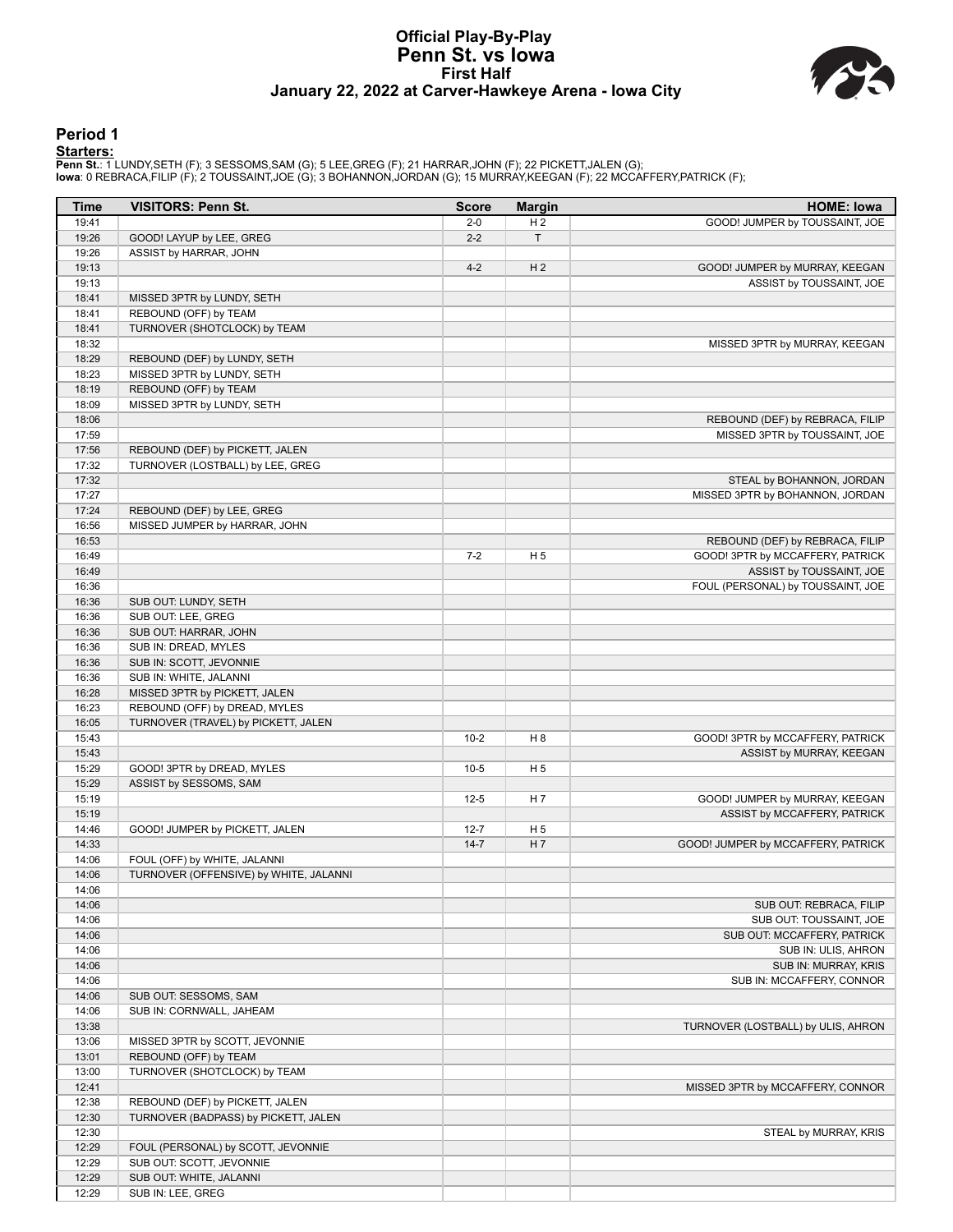# Official Play-By-Play
# Penn St. vs Iowa
## First Half
### January 22, 2022 at Carver-Hawkeye Arena - Iowa City

## Period 1

**Starters:**

**Penn St.**: 1 LUNDY,SETH (F); 3 SESSOMS,SAM (G); 5 LEE,GREG (F); 21 HARRAR,JOHN (F); 22 PICKETT,JALEN (G);
**Iowa**: 0 REBRACA,FILIP (F); 2 TOUSSAINT,JOE (G); 3 BOHANNON,JORDAN (G); 15 MURRAY,KEEGAN (F); 22 MCCAFFERY,PATRICK (F);

| Time | VISITORS: Penn St. | Score | Margin | HOME: Iowa |
|---|---|---|---|---|
| 19:41 | | 2-0 | H 2 | GOOD! JUMPER by TOUSSAINT, JOE |
| 19:26 | GOOD! LAYUP by LEE, GREG | 2-2 | T | |
| 19:26 | ASSIST by HARRAR, JOHN | | | |
| 19:13 | | 4-2 | H 2 | GOOD! JUMPER by MURRAY, KEEGAN |
| 19:13 | | | | ASSIST by TOUSSAINT, JOE |
| 18:41 | MISSED 3PTR by LUNDY, SETH | | | |
| 18:41 | REBOUND (OFF) by TEAM | | | |
| 18:41 | TURNOVER (SHOTCLOCK) by TEAM | | | |
| 18:32 | | | | MISSED 3PTR by MURRAY, KEEGAN |
| 18:29 | REBOUND (DEF) by LUNDY, SETH | | | |
| 18:23 | MISSED 3PTR by LUNDY, SETH | | | |
| 18:19 | REBOUND (OFF) by TEAM | | | |
| 18:09 | MISSED 3PTR by LUNDY, SETH | | | |
| 18:06 | | | | REBOUND (DEF) by REBRACA, FILIP |
| 17:59 | | | | MISSED 3PTR by TOUSSAINT, JOE |
| 17:56 | REBOUND (DEF) by PICKETT, JALEN | | | |
| 17:32 | TURNOVER (LOSTBALL) by LEE, GREG | | | |
| 17:32 | | | | STEAL by BOHANNON, JORDAN |
| 17:27 | | | | MISSED 3PTR by BOHANNON, JORDAN |
| 17:24 | REBOUND (DEF) by LEE, GREG | | | |
| 16:56 | MISSED JUMPER by HARRAR, JOHN | | | |
| 16:53 | | | | REBOUND (DEF) by REBRACA, FILIP |
| 16:49 | | 7-2 | H 5 | GOOD! 3PTR by MCCAFFERY, PATRICK |
| 16:49 | | | | ASSIST by TOUSSAINT, JOE |
| 16:36 | | | | FOUL (PERSONAL) by TOUSSAINT, JOE |
| 16:36 | SUB OUT: LUNDY, SETH | | | |
| 16:36 | SUB OUT: LEE, GREG | | | |
| 16:36 | SUB OUT: HARRAR, JOHN | | | |
| 16:36 | SUB IN: DREAD, MYLES | | | |
| 16:36 | SUB IN: SCOTT, JEVONNIE | | | |
| 16:36 | SUB IN: WHITE, JALANNI | | | |
| 16:28 | MISSED 3PTR by PICKETT, JALEN | | | |
| 16:23 | REBOUND (OFF) by DREAD, MYLES | | | |
| 16:05 | TURNOVER (TRAVEL) by PICKETT, JALEN | | | |
| 15:43 | | 10-2 | H 8 | GOOD! 3PTR by MCCAFFERY, PATRICK |
| 15:43 | | | | ASSIST by MURRAY, KEEGAN |
| 15:29 | GOOD! 3PTR by DREAD, MYLES | 10-5 | H 5 | |
| 15:29 | ASSIST by SESSOMS, SAM | | | |
| 15:19 | | 12-5 | H 7 | GOOD! JUMPER by MURRAY, KEEGAN |
| 15:19 | | | | ASSIST by MCCAFFERY, PATRICK |
| 14:46 | GOOD! JUMPER by PICKETT, JALEN | 12-7 | H 5 | |
| 14:33 | | 14-7 | H 7 | GOOD! JUMPER by MCCAFFERY, PATRICK |
| 14:06 | FOUL (OFF) by WHITE, JALANNI | | | |
| 14:06 | TURNOVER (OFFENSIVE) by WHITE, JALANNI | | | |
| 14:06 | | | | |
| 14:06 | | | | SUB OUT: REBRACA, FILIP |
| 14:06 | | | | SUB OUT: TOUSSAINT, JOE |
| 14:06 | | | | SUB OUT: MCCAFFERY, PATRICK |
| 14:06 | | | | SUB IN: ULIS, AHRON |
| 14:06 | | | | SUB IN: MURRAY, KRIS |
| 14:06 | | | | SUB IN: MCCAFFERY, CONNOR |
| 14:06 | SUB OUT: SESSOMS, SAM | | | |
| 14:06 | SUB IN: CORNWALL, JAHEAM | | | |
| 13:38 | | | | TURNOVER (LOSTBALL) by ULIS, AHRON |
| 13:06 | MISSED 3PTR by SCOTT, JEVONNIE | | | |
| 13:01 | REBOUND (OFF) by TEAM | | | |
| 13:00 | TURNOVER (SHOTCLOCK) by TEAM | | | |
| 12:41 | | | | MISSED 3PTR by MCCAFFERY, CONNOR |
| 12:38 | REBOUND (DEF) by PICKETT, JALEN | | | |
| 12:30 | TURNOVER (BADPASS) by PICKETT, JALEN | | | |
| 12:30 | | | | STEAL by MURRAY, KRIS |
| 12:29 | FOUL (PERSONAL) by SCOTT, JEVONNIE | | | |
| 12:29 | SUB OUT: SCOTT, JEVONNIE | | | |
| 12:29 | SUB OUT: WHITE, JALANNI | | | |
| 12:29 | SUB IN: LEE, GREG | | | |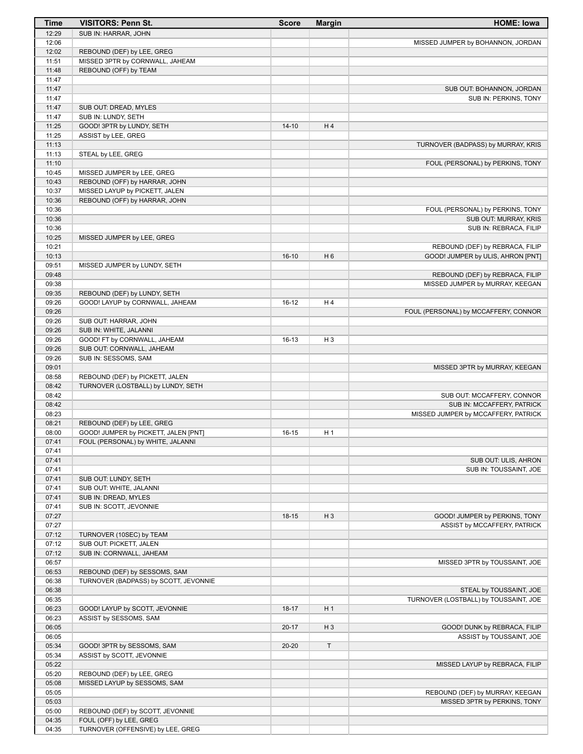| Time | VISITORS: Penn St. | Score | Margin | HOME: Iowa |
|---|---|---|---|---|
| 12:29 | SUB IN: HARRAR, JOHN | | | |
| 12:06 | | | | MISSED JUMPER by BOHANNON, JORDAN |
| 12:02 | REBOUND (DEF) by LEE, GREG | | | |
| 11:51 | MISSED 3PTR by CORNWALL, JAHEAM | | | |
| 11:48 | REBOUND (OFF) by TEAM | | | |
| 11:47 | | | | |
| 11:47 | | | | SUB OUT: BOHANNON, JORDAN |
| 11:47 | | | | SUB IN: PERKINS, TONY |
| 11:47 | SUB OUT: DREAD, MYLES | | | |
| 11:47 | SUB IN: LUNDY, SETH | | | |
| 11:25 | GOOD! 3PTR by LUNDY, SETH | 14-10 | H 4 | |
| 11:25 | ASSIST by LEE, GREG | | | |
| 11:13 | | | | TURNOVER (BADPASS) by MURRAY, KRIS |
| 11:13 | STEAL by LEE, GREG | | | |
| 11:10 | | | | FOUL (PERSONAL) by PERKINS, TONY |
| 10:45 | MISSED JUMPER by LEE, GREG | | | |
| 10:43 | REBOUND (OFF) by HARRAR, JOHN | | | |
| 10:37 | MISSED LAYUP by PICKETT, JALEN | | | |
| 10:36 | REBOUND (OFF) by HARRAR, JOHN | | | |
| 10:36 | | | | FOUL (PERSONAL) by PERKINS, TONY |
| 10:36 | | | | SUB OUT: MURRAY, KRIS |
| 10:36 | | | | SUB IN: REBRACA, FILIP |
| 10:25 | MISSED JUMPER by LEE, GREG | | | |
| 10:21 | | | | REBOUND (DEF) by REBRACA, FILIP |
| 10:13 | | 16-10 | H 6 | GOOD! JUMPER by ULIS, AHRON [PNT] |
| 09:51 | MISSED JUMPER by LUNDY, SETH | | | |
| 09:48 | | | | REBOUND (DEF) by REBRACA, FILIP |
| 09:38 | | | | MISSED JUMPER by MURRAY, KEEGAN |
| 09:35 | REBOUND (DEF) by LUNDY, SETH | | | |
| 09:26 | GOOD! LAYUP by CORNWALL, JAHEAM | 16-12 | H 4 | |
| 09:26 | | | | FOUL (PERSONAL) by MCCAFFERY, CONNOR |
| 09:26 | SUB OUT: HARRAR, JOHN | | | |
| 09:26 | SUB IN: WHITE, JALANNI | | | |
| 09:26 | GOOD! FT by CORNWALL, JAHEAM | 16-13 | H 3 | |
| 09:26 | SUB OUT: CORNWALL, JAHEAM | | | |
| 09:26 | SUB IN: SESSOMS, SAM | | | |
| 09:01 | | | | MISSED 3PTR by MURRAY, KEEGAN |
| 08:58 | REBOUND (DEF) by PICKETT, JALEN | | | |
| 08:42 | TURNOVER (LOSTBALL) by LUNDY, SETH | | | |
| 08:42 | | | | SUB OUT: MCCAFFERY, CONNOR |
| 08:42 | | | | SUB IN: MCCAFFERY, PATRICK |
| 08:23 | | | | MISSED JUMPER by MCCAFFERY, PATRICK |
| 08:21 | REBOUND (DEF) by LEE, GREG | | | |
| 08:00 | GOOD! JUMPER by PICKETT, JALEN [PNT] | 16-15 | H 1 | |
| 07:41 | FOUL (PERSONAL) by WHITE, JALANNI | | | |
| 07:41 | | | | |
| 07:41 | | | | SUB OUT: ULIS, AHRON |
| 07:41 | | | | SUB IN: TOUSSAINT, JOE |
| 07:41 | SUB OUT: LUNDY, SETH | | | |
| 07:41 | SUB OUT: WHITE, JALANNI | | | |
| 07:41 | SUB IN: DREAD, MYLES | | | |
| 07:41 | SUB IN: SCOTT, JEVONNIE | | | |
| 07:27 | | 18-15 | H 3 | GOOD! JUMPER by PERKINS, TONY |
| 07:27 | | | | ASSIST by MCCAFFERY, PATRICK |
| 07:12 | TURNOVER (10SEC) by TEAM | | | |
| 07:12 | SUB OUT: PICKETT, JALEN | | | |
| 07:12 | SUB IN: CORNWALL, JAHEAM | | | |
| 06:57 | | | | MISSED 3PTR by TOUSSAINT, JOE |
| 06:53 | REBOUND (DEF) by SESSOMS, SAM | | | |
| 06:38 | TURNOVER (BADPASS) by SCOTT, JEVONNIE | | | |
| 06:38 | | | | STEAL by TOUSSAINT, JOE |
| 06:35 | | | | TURNOVER (LOSTBALL) by TOUSSAINT, JOE |
| 06:23 | GOOD! LAYUP by SCOTT, JEVONNIE | 18-17 | H 1 | |
| 06:23 | ASSIST by SESSOMS, SAM | | | |
| 06:05 | | 20-17 | H 3 | GOOD! DUNK by REBRACA, FILIP |
| 06:05 | | | | ASSIST by TOUSSAINT, JOE |
| 05:34 | GOOD! 3PTR by SESSOMS, SAM | 20-20 | T | |
| 05:34 | ASSIST by SCOTT, JEVONNIE | | | |
| 05:22 | | | | MISSED LAYUP by REBRACA, FILIP |
| 05:20 | REBOUND (DEF) by LEE, GREG | | | |
| 05:08 | MISSED LAYUP by SESSOMS, SAM | | | |
| 05:05 | | | | REBOUND (DEF) by MURRAY, KEEGAN |
| 05:03 | | | | MISSED 3PTR by PERKINS, TONY |
| 05:00 | REBOUND (DEF) by SCOTT, JEVONNIE | | | |
| 04:35 | FOUL (OFF) by LEE, GREG | | | |
| 04:35 | TURNOVER (OFFENSIVE) by LEE, GREG | | | |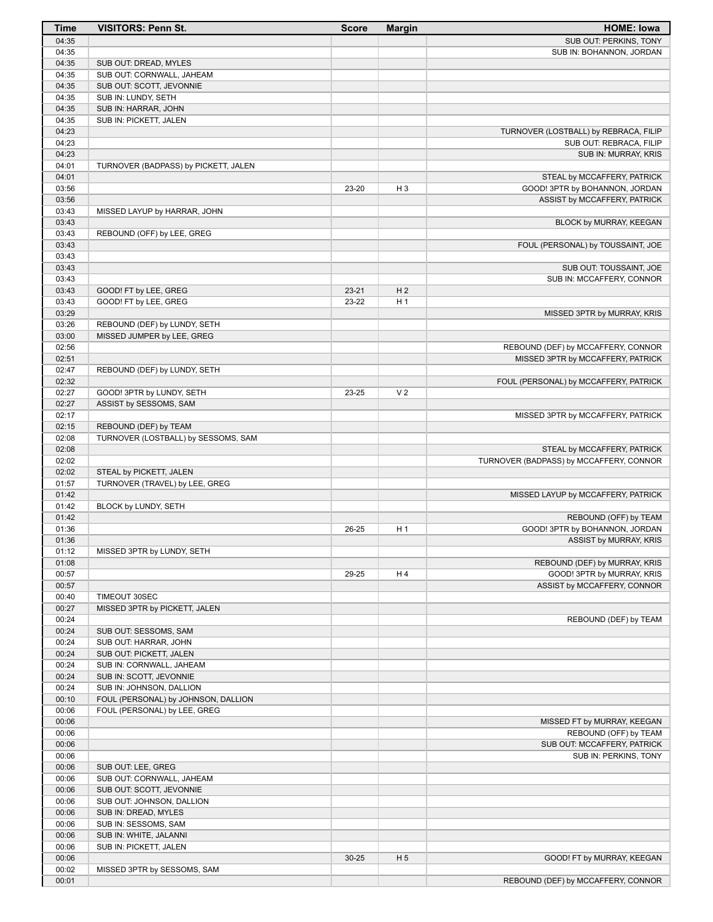| Time | VISITORS: Penn St. | Score | Margin | HOME: Iowa |
|---|---|---|---|---|
| 04:35 | | | | SUB OUT: PERKINS, TONY |
| 04:35 | | | | SUB IN: BOHANNON, JORDAN |
| 04:35 | SUB OUT: DREAD, MYLES | | | |
| 04:35 | SUB OUT: CORNWALL, JAHEAM | | | |
| 04:35 | SUB OUT: SCOTT, JEVONNIE | | | |
| 04:35 | SUB IN: LUNDY, SETH | | | |
| 04:35 | SUB IN: HARRAR, JOHN | | | |
| 04:35 | SUB IN: PICKETT, JALEN | | | |
| 04:23 | | | | TURNOVER (LOSTBALL) by REBRACA, FILIP |
| 04:23 | | | | SUB OUT: REBRACA, FILIP |
| 04:23 | | | | SUB IN: MURRAY, KRIS |
| 04:01 | TURNOVER (BADPASS) by PICKETT, JALEN | | | |
| 04:01 | | | | STEAL by MCCAFFERY, PATRICK |
| 03:56 | | 23-20 | H 3 | GOOD! 3PTR by BOHANNON, JORDAN |
| 03:56 | | | | ASSIST by MCCAFFERY, PATRICK |
| 03:43 | MISSED LAYUP by HARRAR, JOHN | | | |
| 03:43 | | | | BLOCK by MURRAY, KEEGAN |
| 03:43 | REBOUND (OFF) by LEE, GREG | | | |
| 03:43 | | | | FOUL (PERSONAL) by TOUSSAINT, JOE |
| 03:43 | | | | |
| 03:43 | | | | SUB OUT: TOUSSAINT, JOE |
| 03:43 | | | | SUB IN: MCCAFFERY, CONNOR |
| 03:43 | GOOD! FT by LEE, GREG | 23-21 | H 2 | |
| 03:43 | GOOD! FT by LEE, GREG | 23-22 | H 1 | |
| 03:29 | | | | MISSED 3PTR by MURRAY, KRIS |
| 03:26 | REBOUND (DEF) by LUNDY, SETH | | | |
| 03:00 | MISSED JUMPER by LEE, GREG | | | |
| 02:56 | | | | REBOUND (DEF) by MCCAFFERY, CONNOR |
| 02:51 | | | | MISSED 3PTR by MCCAFFERY, PATRICK |
| 02:47 | REBOUND (DEF) by LUNDY, SETH | | | |
| 02:32 | | | | FOUL (PERSONAL) by MCCAFFERY, PATRICK |
| 02:27 | GOOD! 3PTR by LUNDY, SETH | 23-25 | V 2 | |
| 02:27 | ASSIST by SESSOMS, SAM | | | |
| 02:17 | | | | MISSED 3PTR by MCCAFFERY, PATRICK |
| 02:15 | REBOUND (DEF) by TEAM | | | |
| 02:08 | TURNOVER (LOSTBALL) by SESSOMS, SAM | | | |
| 02:08 | | | | STEAL by MCCAFFERY, PATRICK |
| 02:02 | | | | TURNOVER (BADPASS) by MCCAFFERY, CONNOR |
| 02:02 | STEAL by PICKETT, JALEN | | | |
| 01:57 | TURNOVER (TRAVEL) by LEE, GREG | | | |
| 01:42 | | | | MISSED LAYUP by MCCAFFERY, PATRICK |
| 01:42 | BLOCK by LUNDY, SETH | | | |
| 01:42 | | | | REBOUND (OFF) by TEAM |
| 01:36 | | 26-25 | H 1 | GOOD! 3PTR by BOHANNON, JORDAN |
| 01:36 | | | | ASSIST by MURRAY, KRIS |
| 01:12 | MISSED 3PTR by LUNDY, SETH | | | |
| 01:08 | | | | REBOUND (DEF) by MURRAY, KRIS |
| 00:57 | | 29-25 | H 4 | GOOD! 3PTR by MURRAY, KRIS |
| 00:57 | | | | ASSIST by MCCAFFERY, CONNOR |
| 00:40 | TIMEOUT 30SEC | | | |
| 00:27 | MISSED 3PTR by PICKETT, JALEN | | | |
| 00:24 | | | | REBOUND (DEF) by TEAM |
| 00:24 | SUB OUT: SESSOMS, SAM | | | |
| 00:24 | SUB OUT: HARRAR, JOHN | | | |
| 00:24 | SUB OUT: PICKETT, JALEN | | | |
| 00:24 | SUB IN: CORNWALL, JAHEAM | | | |
| 00:24 | SUB IN: SCOTT, JEVONNIE | | | |
| 00:24 | SUB IN: JOHNSON, DALLION | | | |
| 00:10 | FOUL (PERSONAL) by JOHNSON, DALLION | | | |
| 00:06 | FOUL (PERSONAL) by LEE, GREG | | | |
| 00:06 | | | | MISSED FT by MURRAY, KEEGAN |
| 00:06 | | | | REBOUND (OFF) by TEAM |
| 00:06 | | | | SUB OUT: MCCAFFERY, PATRICK |
| 00:06 | | | | SUB IN: PERKINS, TONY |
| 00:06 | SUB OUT: LEE, GREG | | | |
| 00:06 | SUB OUT: CORNWALL, JAHEAM | | | |
| 00:06 | SUB OUT: SCOTT, JEVONNIE | | | |
| 00:06 | SUB OUT: JOHNSON, DALLION | | | |
| 00:06 | SUB IN: DREAD, MYLES | | | |
| 00:06 | SUB IN: SESSOMS, SAM | | | |
| 00:06 | SUB IN: WHITE, JALANNI | | | |
| 00:06 | SUB IN: PICKETT, JALEN | | | |
| 00:06 | | 30-25 | H 5 | GOOD! FT by MURRAY, KEEGAN |
| 00:02 | MISSED 3PTR by SESSOMS, SAM | | | |
| 00:01 | | | | REBOUND (DEF) by MCCAFFERY, CONNOR |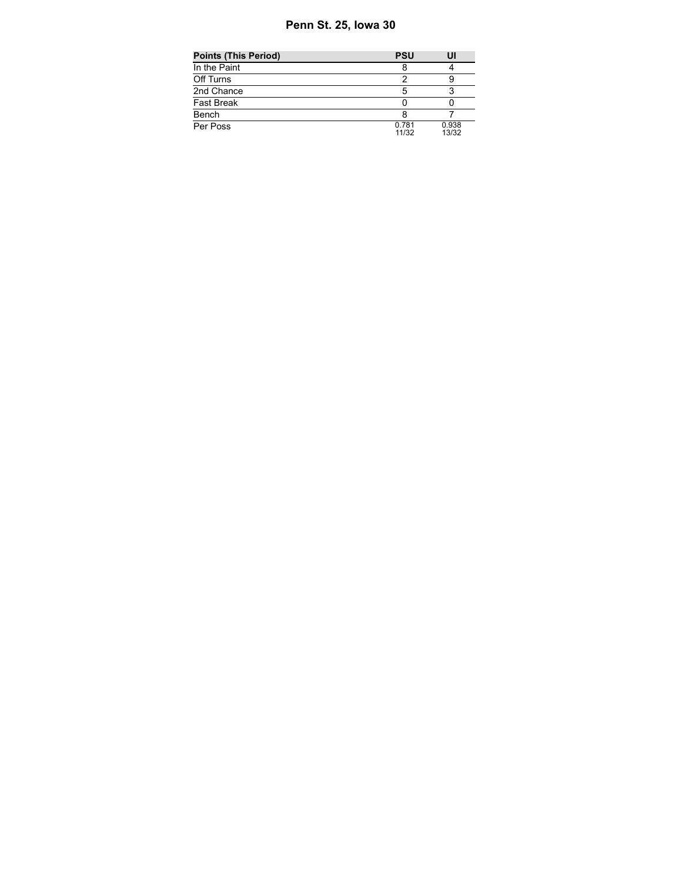# Penn St. 25, Iowa 30

| Points (This Period) | PSU | UI |
| --- | --- | --- |
| In the Paint | 8 | 4 |
| Off Turns | 2 | 9 |
| 2nd Chance | 5 | 3 |
| Fast Break | 0 | 0 |
| Bench | 8 | 7 |
| Per Poss | 0.781<br>11/32 | 0.938<br>13/32 |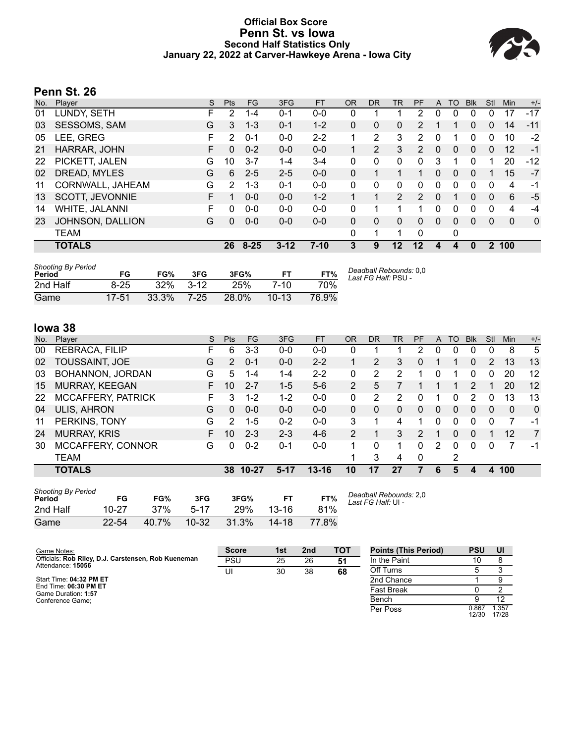# Official Box Score
## Penn St. vs Iowa
### Second Half Statistics Only
### January 22, 2022 at Carver-Hawkeye Arena - Iowa City

## Penn St. 26

| No. | Player | S | Pts | FG | 3FG | FT | OR | DR | TR | PF | A | TO | Blk | Stl | Min | +/- |
|---|---|---|---|---|---|---|---|---|---|---|---|---|---|---|---|---|
| 01 | LUNDY, SETH | F | 2 | 1-4 | 0-1 | 0-0 | 0 | 1 | 1 | 2 | 0 | 0 | 0 | 0 | 17 | -17 |
| 03 | SESSOMS, SAM | G | 3 | 1-3 | 0-1 | 1-2 | 0 | 0 | 0 | 2 | 1 | 1 | 0 | 0 | 14 | -11 |
| 05 | LEE, GREG | F | 2 | 0-1 | 0-0 | 2-2 | 1 | 2 | 3 | 2 | 0 | 1 | 0 | 0 | 10 | -2 |
| 21 | HARRAR, JOHN | F | 0 | 0-2 | 0-0 | 0-0 | 1 | 2 | 3 | 2 | 0 | 0 | 0 | 0 | 12 | -1 |
| 22 | PICKETT, JALEN | G | 10 | 3-7 | 1-4 | 3-4 | 0 | 0 | 0 | 0 | 3 | 1 | 0 | 1 | 20 | -12 |
| 02 | DREAD, MYLES | G | 6 | 2-5 | 2-5 | 0-0 | 0 | 1 | 1 | 1 | 0 | 0 | 0 | 1 | 15 | -7 |
| 11 | CORNWALL, JAHEAM | G | 2 | 1-3 | 0-1 | 0-0 | 0 | 0 | 0 | 0 | 0 | 0 | 0 | 0 | 4 | -1 |
| 13 | SCOTT, JEVONNIE | F | 1 | 0-0 | 0-0 | 1-2 | 1 | 1 | 2 | 2 | 0 | 1 | 0 | 0 | 6 | -5 |
| 14 | WHITE, JALANNI | F | 0 | 0-0 | 0-0 | 0-0 | 0 | 1 | 1 | 1 | 0 | 0 | 0 | 0 | 4 | -4 |
| 23 | JOHNSON, DALLION | G | 0 | 0-0 | 0-0 | 0-0 | 0 | 0 | 0 | 0 | 0 | 0 | 0 | 0 | 0 | 0 |
| | TEAM | | | | | | 0 | 1 | 1 | 0 | | 0 | | | | |
| | **TOTALS** | | **26** | **8-25** | **3-12** | **7-10** | **3** | **9** | **12** | **12** | **4** | **4** | **0** | **2** | **100** | |

*Shooting By Period*

| Period | FG | FG% | 3FG | 3FG% | FT | FT% |
|---|---|---|---|---|---|---|
| 2nd Half | 8-25 | 32% | 3-12 | 25% | 7-10 | 70% |
| Game | 17-51 | 33.3% | 7-25 | 28.0% | 10-13 | 76.9% |

*Deadball Rebounds:* 0,0
*Last FG Half:* PSU -

## Iowa 38

| No. | Player | S | Pts | FG | 3FG | FT | OR | DR | TR | PF | A | TO | Blk | Stl | Min | +/- |
|---|---|---|---|---|---|---|---|---|---|---|---|---|---|---|---|---|
| 00 | REBRACA, FILIP | F | 6 | 3-3 | 0-0 | 0-0 | 0 | 1 | 1 | 2 | 0 | 0 | 0 | 0 | 8 | 5 |
| 02 | TOUSSAINT, JOE | G | 2 | 0-1 | 0-0 | 2-2 | 1 | 2 | 3 | 0 | 1 | 1 | 0 | 2 | 13 | 13 |
| 03 | BOHANNON, JORDAN | G | 5 | 1-4 | 1-4 | 2-2 | 0 | 2 | 2 | 1 | 0 | 1 | 0 | 0 | 20 | 12 |
| 15 | MURRAY, KEEGAN | F | 10 | 2-7 | 1-5 | 5-6 | 2 | 5 | 7 | 1 | 1 | 1 | 2 | 1 | 20 | 12 |
| 22 | MCCAFFERY, PATRICK | F | 3 | 1-2 | 1-2 | 0-0 | 0 | 2 | 2 | 0 | 1 | 0 | 2 | 0 | 13 | 13 |
| 04 | ULIS, AHRON | G | 0 | 0-0 | 0-0 | 0-0 | 0 | 0 | 0 | 0 | 0 | 0 | 0 | 0 | 0 | 0 |
| 11 | PERKINS, TONY | G | 2 | 1-5 | 0-2 | 0-0 | 3 | 1 | 4 | 1 | 0 | 0 | 0 | 0 | 7 | -1 |
| 24 | MURRAY, KRIS | F | 10 | 2-3 | 2-3 | 4-6 | 2 | 1 | 3 | 2 | 1 | 0 | 0 | 1 | 12 | 7 |
| 30 | MCCAFFERY, CONNOR | G | 0 | 0-2 | 0-1 | 0-0 | 1 | 0 | 1 | 0 | 2 | 0 | 0 | 0 | 7 | -1 |
| | TEAM | | | | | | 1 | 3 | 4 | 0 | | 2 | | | | |
| | **TOTALS** | | **38** | **10-27** | **5-17** | **13-16** | **10** | **17** | **27** | **7** | **6** | **5** | **4** | **4** | **100** | |

*Shooting By Period*

| Period | FG | FG% | 3FG | 3FG% | FT | FT% |
|---|---|---|---|---|---|---|
| 2nd Half | 10-27 | 37% | 5-17 | 29% | 13-16 | 81% |
| Game | 22-54 | 40.7% | 10-32 | 31.3% | 14-18 | 77.8% |

*Deadball Rebounds:* 2,0
*Last FG Half:* UI -

Game Notes:
Officials: **Rob Riley, D.J. Carstensen, Rob Kueneman**
Attendance: **15056**

Start Time: **04:32 PM ET**
End Time: **06:30 PM ET**
Game Duration: **1:57**
Conference Game;

| Score | 1st | 2nd | TOT |
|---|---|---|---|
| PSU | 25 | 26 | **51** |
| UI | 30 | 38 | **68** |

| Points (This Period) | PSU | UI |
|---|---|---|
| In the Paint | 10 | 8 |
| Off Turns | 5 | 3 |
| 2nd Chance | 1 | 9 |
| Fast Break | 0 | 2 |
| Bench | 9 | 12 |
| Per Poss | 0.867 12/30 | 1.357 17/28 |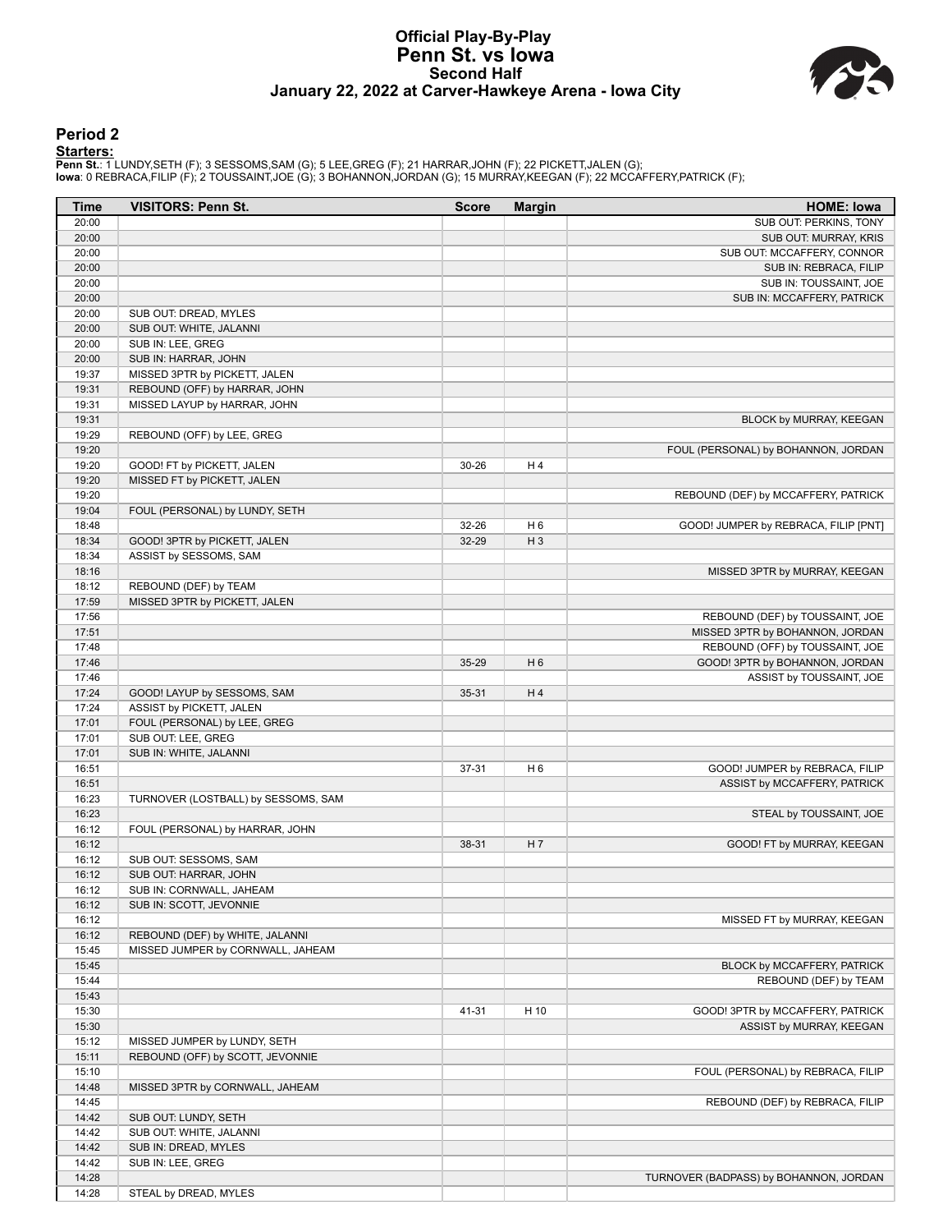# Official Play-By-Play
# Penn St. vs Iowa
## Second Half
### January 22, 2022 at Carver-Hawkeye Arena - Iowa City

## Period 2

**Starters:**

**Penn St.**: 1 LUNDY,SETH (F); 3 SESSOMS,SAM (G); 5 LEE,GREG (F); 21 HARRAR,JOHN (F); 22 PICKETT,JALEN (G);
**Iowa**: 0 REBRACA,FILIP (F); 2 TOUSSAINT,JOE (G); 3 BOHANNON,JORDAN (G); 15 MURRAY,KEEGAN (F); 22 MCCAFFERY,PATRICK (F);

| Time | VISITORS: Penn St. | Score | Margin | HOME: Iowa |
|---|---|---|---|---|
| 20:00 | | | | SUB OUT: PERKINS, TONY |
| 20:00 | | | | SUB OUT: MURRAY, KRIS |
| 20:00 | | | | SUB OUT: MCCAFFERY, CONNOR |
| 20:00 | | | | SUB IN: REBRACA, FILIP |
| 20:00 | | | | SUB IN: TOUSSAINT, JOE |
| 20:00 | | | | SUB IN: MCCAFFERY, PATRICK |
| 20:00 | SUB OUT: DREAD, MYLES | | | |
| 20:00 | SUB OUT: WHITE, JALANNI | | | |
| 20:00 | SUB IN: LEE, GREG | | | |
| 20:00 | SUB IN: HARRAR, JOHN | | | |
| 19:37 | MISSED 3PTR by PICKETT, JALEN | | | |
| 19:31 | REBOUND (OFF) by HARRAR, JOHN | | | |
| 19:31 | MISSED LAYUP by HARRAR, JOHN | | | |
| 19:31 | | | | BLOCK by MURRAY, KEEGAN |
| 19:29 | REBOUND (OFF) by LEE, GREG | | | |
| 19:20 | | | | FOUL (PERSONAL) by BOHANNON, JORDAN |
| 19:20 | GOOD! FT by PICKETT, JALEN | 30-26 | H 4 | |
| 19:20 | MISSED FT by PICKETT, JALEN | | | |
| 19:20 | | | | REBOUND (DEF) by MCCAFFERY, PATRICK |
| 19:04 | FOUL (PERSONAL) by LUNDY, SETH | | | |
| 18:48 | | 32-26 | H 6 | GOOD! JUMPER by REBRACA, FILIP [PNT] |
| 18:34 | GOOD! 3PTR by PICKETT, JALEN | 32-29 | H 3 | |
| 18:34 | ASSIST by SESSOMS, SAM | | | |
| 18:16 | | | | MISSED 3PTR by MURRAY, KEEGAN |
| 18:12 | REBOUND (DEF) by TEAM | | | |
| 17:59 | MISSED 3PTR by PICKETT, JALEN | | | |
| 17:56 | | | | REBOUND (DEF) by TOUSSAINT, JOE |
| 17:51 | | | | MISSED 3PTR by BOHANNON, JORDAN |
| 17:48 | | | | REBOUND (OFF) by TOUSSAINT, JOE |
| 17:46 | | 35-29 | H 6 | GOOD! 3PTR by BOHANNON, JORDAN |
| 17:46 | | | | ASSIST by TOUSSAINT, JOE |
| 17:24 | GOOD! LAYUP by SESSOMS, SAM | 35-31 | H 4 | |
| 17:24 | ASSIST by PICKETT, JALEN | | | |
| 17:01 | FOUL (PERSONAL) by LEE, GREG | | | |
| 17:01 | SUB OUT: LEE, GREG | | | |
| 17:01 | SUB IN: WHITE, JALANNI | | | |
| 16:51 | | 37-31 | H 6 | GOOD! JUMPER by REBRACA, FILIP |
| 16:51 | | | | ASSIST by MCCAFFERY, PATRICK |
| 16:23 | TURNOVER (LOSTBALL) by SESSOMS, SAM | | | |
| 16:23 | | | | STEAL by TOUSSAINT, JOE |
| 16:12 | FOUL (PERSONAL) by HARRAR, JOHN | | | |
| 16:12 | | 38-31 | H 7 | GOOD! FT by MURRAY, KEEGAN |
| 16:12 | SUB OUT: SESSOMS, SAM | | | |
| 16:12 | SUB OUT: HARRAR, JOHN | | | |
| 16:12 | SUB IN: CORNWALL, JAHEAM | | | |
| 16:12 | SUB IN: SCOTT, JEVONNIE | | | |
| 16:12 | | | | MISSED FT by MURRAY, KEEGAN |
| 16:12 | REBOUND (DEF) by WHITE, JALANNI | | | |
| 15:45 | MISSED JUMPER by CORNWALL, JAHEAM | | | |
| 15:45 | | | | BLOCK by MCCAFFERY, PATRICK |
| 15:44 | | | | REBOUND (DEF) by TEAM |
| 15:43 | | | | |
| 15:30 | | 41-31 | H 10 | GOOD! 3PTR by MCCAFFERY, PATRICK |
| 15:30 | | | | ASSIST by MURRAY, KEEGAN |
| 15:12 | MISSED JUMPER by LUNDY, SETH | | | |
| 15:11 | REBOUND (OFF) by SCOTT, JEVONNIE | | | |
| 15:10 | | | | FOUL (PERSONAL) by REBRACA, FILIP |
| 14:48 | MISSED 3PTR by CORNWALL, JAHEAM | | | |
| 14:45 | | | | REBOUND (DEF) by REBRACA, FILIP |
| 14:42 | SUB OUT: LUNDY, SETH | | | |
| 14:42 | SUB OUT: WHITE, JALANNI | | | |
| 14:42 | SUB IN: DREAD, MYLES | | | |
| 14:42 | SUB IN: LEE, GREG | | | |
| 14:28 | | | | TURNOVER (BADPASS) by BOHANNON, JORDAN |
| 14:28 | STEAL by DREAD, MYLES | | | |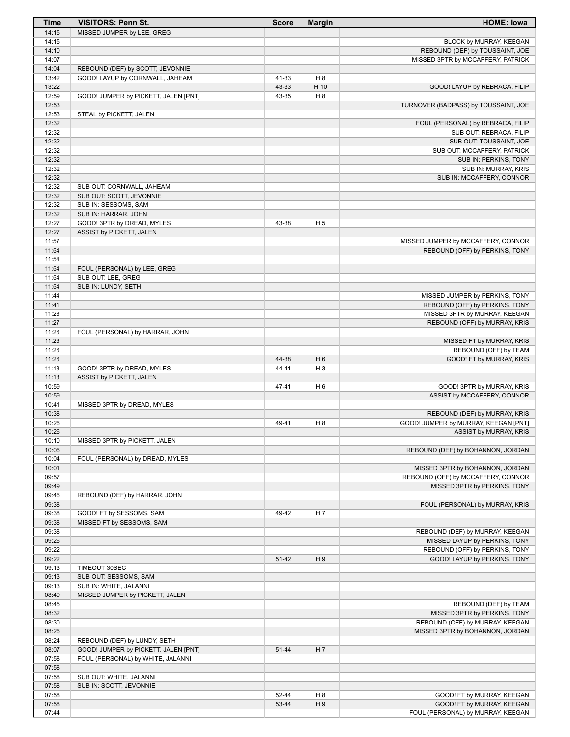| Time | VISITORS: Penn St. | Score | Margin | HOME: Iowa |
|---|---|---|---|---|
| 14:15 | MISSED JUMPER by LEE, GREG | | | |
| 14:15 | | | | BLOCK by MURRAY, KEEGAN |
| 14:10 | | | | REBOUND (DEF) by TOUSSAINT, JOE |
| 14:07 | | | | MISSED 3PTR by MCCAFFERY, PATRICK |
| 14:04 | REBOUND (DEF) by SCOTT, JEVONNIE | | | |
| 13:42 | GOOD! LAYUP by CORNWALL, JAHEAM | 41-33 | H 8 | |
| 13:22 | | 43-33 | H 10 | GOOD! LAYUP by REBRACA, FILIP |
| 12:59 | GOOD! JUMPER by PICKETT, JALEN [PNT] | 43-35 | H 8 | |
| 12:53 | | | | TURNOVER (BADPASS) by TOUSSAINT, JOE |
| 12:53 | STEAL by PICKETT, JALEN | | | |
| 12:32 | | | | FOUL (PERSONAL) by REBRACA, FILIP |
| 12:32 | | | | SUB OUT: REBRACA, FILIP |
| 12:32 | | | | SUB OUT: TOUSSAINT, JOE |
| 12:32 | | | | SUB OUT: MCCAFFERY, PATRICK |
| 12:32 | | | | SUB IN: PERKINS, TONY |
| 12:32 | | | | SUB IN: MURRAY, KRIS |
| 12:32 | | | | SUB IN: MCCAFFERY, CONNOR |
| 12:32 | SUB OUT: CORNWALL, JAHEAM | | | |
| 12:32 | SUB OUT: SCOTT, JEVONNIE | | | |
| 12:32 | SUB IN: SESSOMS, SAM | | | |
| 12:32 | SUB IN: HARRAR, JOHN | | | |
| 12:27 | GOOD! 3PTR by DREAD, MYLES | 43-38 | H 5 | |
| 12:27 | ASSIST by PICKETT, JALEN | | | |
| 11:57 | | | | MISSED JUMPER by MCCAFFERY, CONNOR |
| 11:54 | | | | REBOUND (OFF) by PERKINS, TONY |
| 11:54 | | | | |
| 11:54 | FOUL (PERSONAL) by LEE, GREG | | | |
| 11:54 | SUB OUT: LEE, GREG | | | |
| 11:54 | SUB IN: LUNDY, SETH | | | |
| 11:44 | | | | MISSED JUMPER by PERKINS, TONY |
| 11:41 | | | | REBOUND (OFF) by PERKINS, TONY |
| 11:28 | | | | MISSED 3PTR by MURRAY, KEEGAN |
| 11:27 | | | | REBOUND (OFF) by MURRAY, KRIS |
| 11:26 | FOUL (PERSONAL) by HARRAR, JOHN | | | |
| 11:26 | | | | MISSED FT by MURRAY, KRIS |
| 11:26 | | | | REBOUND (OFF) by TEAM |
| 11:26 | | 44-38 | H 6 | GOOD! FT by MURRAY, KRIS |
| 11:13 | GOOD! 3PTR by DREAD, MYLES | 44-41 | H 3 | |
| 11:13 | ASSIST by PICKETT, JALEN | | | |
| 10:59 | | 47-41 | H 6 | GOOD! 3PTR by MURRAY, KRIS |
| 10:59 | | | | ASSIST by MCCAFFERY, CONNOR |
| 10:41 | MISSED 3PTR by DREAD, MYLES | | | |
| 10:38 | | | | REBOUND (DEF) by MURRAY, KRIS |
| 10:26 | | 49-41 | H 8 | GOOD! JUMPER by MURRAY, KEEGAN [PNT] |
| 10:26 | | | | ASSIST by MURRAY, KRIS |
| 10:10 | MISSED 3PTR by PICKETT, JALEN | | | |
| 10:06 | | | | REBOUND (DEF) by BOHANNON, JORDAN |
| 10:04 | FOUL (PERSONAL) by DREAD, MYLES | | | |
| 10:01 | | | | MISSED 3PTR by BOHANNON, JORDAN |
| 09:57 | | | | REBOUND (OFF) by MCCAFFERY, CONNOR |
| 09:49 | | | | MISSED 3PTR by PERKINS, TONY |
| 09:46 | REBOUND (DEF) by HARRAR, JOHN | | | |
| 09:38 | | | | FOUL (PERSONAL) by MURRAY, KRIS |
| 09:38 | GOOD! FT by SESSOMS, SAM | 49-42 | H 7 | |
| 09:38 | MISSED FT by SESSOMS, SAM | | | |
| 09:38 | | | | REBOUND (DEF) by MURRAY, KEEGAN |
| 09:26 | | | | MISSED LAYUP by PERKINS, TONY |
| 09:22 | | | | REBOUND (OFF) by PERKINS, TONY |
| 09:22 | | 51-42 | H 9 | GOOD! LAYUP by PERKINS, TONY |
| 09:13 | TIMEOUT 30SEC | | | |
| 09:13 | SUB OUT: SESSOMS, SAM | | | |
| 09:13 | SUB IN: WHITE, JALANNI | | | |
| 08:49 | MISSED JUMPER by PICKETT, JALEN | | | |
| 08:45 | | | | REBOUND (DEF) by TEAM |
| 08:32 | | | | MISSED 3PTR by PERKINS, TONY |
| 08:30 | | | | REBOUND (OFF) by MURRAY, KEEGAN |
| 08:26 | | | | MISSED 3PTR by BOHANNON, JORDAN |
| 08:24 | REBOUND (DEF) by LUNDY, SETH | | | |
| 08:07 | GOOD! JUMPER by PICKETT, JALEN [PNT] | 51-44 | H 7 | |
| 07:58 | FOUL (PERSONAL) by WHITE, JALANNI | | | |
| 07:58 | | | | |
| 07:58 | SUB OUT: WHITE, JALANNI | | | |
| 07:58 | SUB IN: SCOTT, JEVONNIE | | | |
| 07:58 | | 52-44 | H 8 | GOOD! FT by MURRAY, KEEGAN |
| 07:58 | | 53-44 | H 9 | GOOD! FT by MURRAY, KEEGAN |
| 07:44 | | | | FOUL (PERSONAL) by MURRAY, KEEGAN |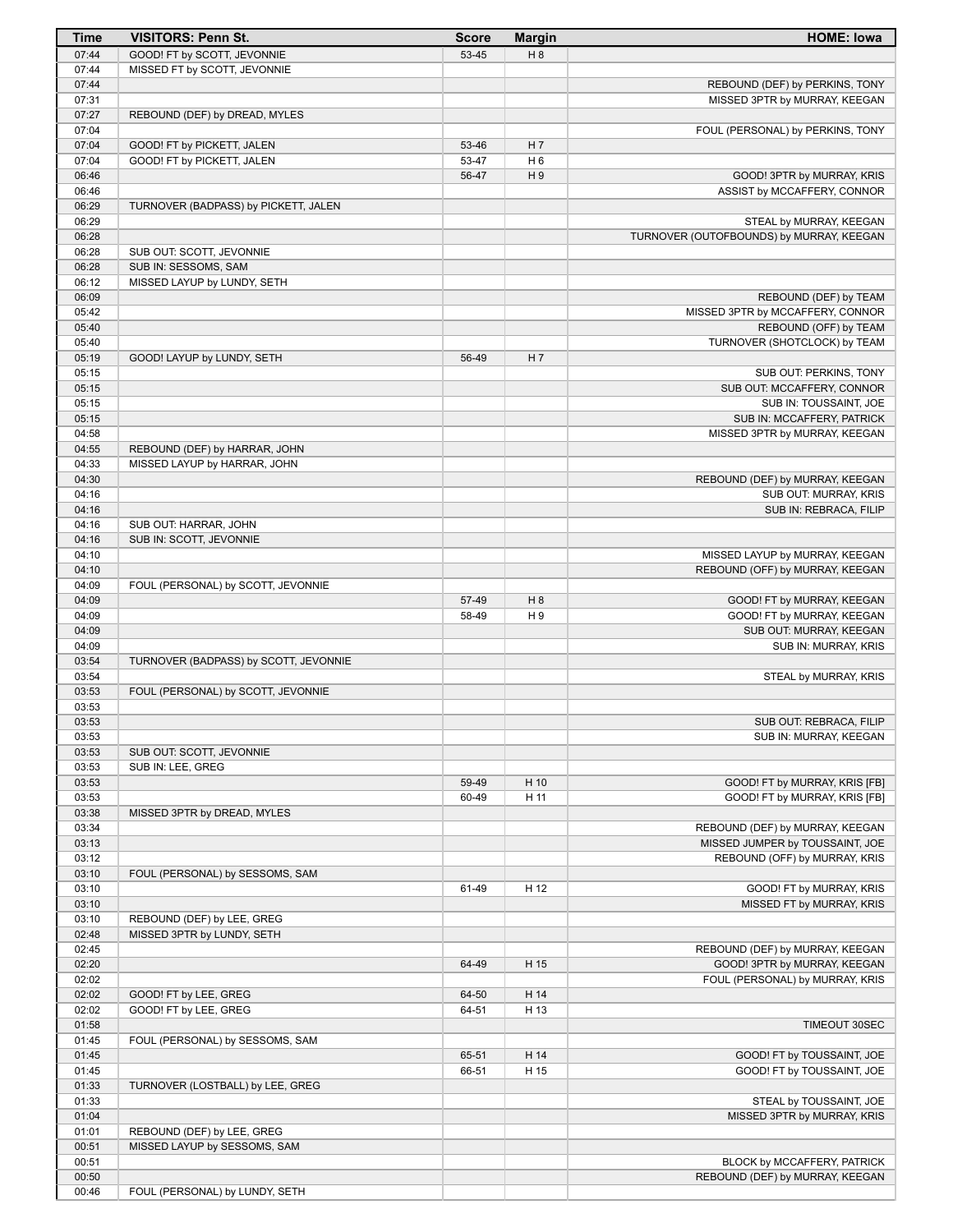| Time | VISITORS: Penn St. | Score | Margin | HOME: Iowa |
|---|---|---|---|---|
| 07:44 | GOOD! FT by SCOTT, JEVONNIE | 53-45 | H 8 | |
| 07:44 | MISSED FT by SCOTT, JEVONNIE | | | |
| 07:44 | | | | REBOUND (DEF) by PERKINS, TONY |
| 07:31 | | | | MISSED 3PTR by MURRAY, KEEGAN |
| 07:27 | REBOUND (DEF) by DREAD, MYLES | | | |
| 07:04 | | | | FOUL (PERSONAL) by PERKINS, TONY |
| 07:04 | GOOD! FT by PICKETT, JALEN | 53-46 | H 7 | |
| 07:04 | GOOD! FT by PICKETT, JALEN | 53-47 | H 6 | |
| 06:46 | | 56-47 | H 9 | GOOD! 3PTR by MURRAY, KRIS |
| 06:46 | | | | ASSIST by MCCAFFERY, CONNOR |
| 06:29 | TURNOVER (BADPASS) by PICKETT, JALEN | | | |
| 06:29 | | | | STEAL by MURRAY, KEEGAN |
| 06:28 | | | | TURNOVER (OUTOFBOUNDS) by MURRAY, KEEGAN |
| 06:28 | SUB OUT: SCOTT, JEVONNIE | | | |
| 06:28 | SUB IN: SESSOMS, SAM | | | |
| 06:12 | MISSED LAYUP by LUNDY, SETH | | | |
| 06:09 | | | | REBOUND (DEF) by TEAM |
| 05:42 | | | | MISSED 3PTR by MCCAFFERY, CONNOR |
| 05:40 | | | | REBOUND (OFF) by TEAM |
| 05:40 | | | | TURNOVER (SHOTCLOCK) by TEAM |
| 05:19 | GOOD! LAYUP by LUNDY, SETH | 56-49 | H 7 | |
| 05:15 | | | | SUB OUT: PERKINS, TONY |
| 05:15 | | | | SUB OUT: MCCAFFERY, CONNOR |
| 05:15 | | | | SUB IN: TOUSSAINT, JOE |
| 05:15 | | | | SUB IN: MCCAFFERY, PATRICK |
| 04:58 | | | | MISSED 3PTR by MURRAY, KEEGAN |
| 04:55 | REBOUND (DEF) by HARRAR, JOHN | | | |
| 04:33 | MISSED LAYUP by HARRAR, JOHN | | | |
| 04:30 | | | | REBOUND (DEF) by MURRAY, KEEGAN |
| 04:16 | | | | SUB OUT: MURRAY, KRIS |
| 04:16 | | | | SUB IN: REBRACA, FILIP |
| 04:16 | SUB OUT: HARRAR, JOHN | | | |
| 04:16 | SUB IN: SCOTT, JEVONNIE | | | |
| 04:10 | | | | MISSED LAYUP by MURRAY, KEEGAN |
| 04:10 | | | | REBOUND (OFF) by MURRAY, KEEGAN |
| 04:09 | FOUL (PERSONAL) by SCOTT, JEVONNIE | | | |
| 04:09 | | 57-49 | H 8 | GOOD! FT by MURRAY, KEEGAN |
| 04:09 | | 58-49 | H 9 | GOOD! FT by MURRAY, KEEGAN |
| 04:09 | | | | SUB OUT: MURRAY, KEEGAN |
| 04:09 | | | | SUB IN: MURRAY, KRIS |
| 03:54 | TURNOVER (BADPASS) by SCOTT, JEVONNIE | | | |
| 03:54 | | | | STEAL by MURRAY, KRIS |
| 03:53 | FOUL (PERSONAL) by SCOTT, JEVONNIE | | | |
| 03:53 | | | | |
| 03:53 | | | | SUB OUT: REBRACA, FILIP |
| 03:53 | | | | SUB IN: MURRAY, KEEGAN |
| 03:53 | SUB OUT: SCOTT, JEVONNIE | | | |
| 03:53 | SUB IN: LEE, GREG | | | |
| 03:53 | | 59-49 | H 10 | GOOD! FT by MURRAY, KRIS [FB] |
| 03:53 | | 60-49 | H 11 | GOOD! FT by MURRAY, KRIS [FB] |
| 03:38 | MISSED 3PTR by DREAD, MYLES | | | |
| 03:34 | | | | REBOUND (DEF) by MURRAY, KEEGAN |
| 03:13 | | | | MISSED JUMPER by TOUSSAINT, JOE |
| 03:12 | | | | REBOUND (OFF) by MURRAY, KRIS |
| 03:10 | FOUL (PERSONAL) by SESSOMS, SAM | | | |
| 03:10 | | 61-49 | H 12 | GOOD! FT by MURRAY, KRIS |
| 03:10 | | | | MISSED FT by MURRAY, KRIS |
| 03:10 | REBOUND (DEF) by LEE, GREG | | | |
| 02:48 | MISSED 3PTR by LUNDY, SETH | | | |
| 02:45 | | | | REBOUND (DEF) by MURRAY, KEEGAN |
| 02:20 | | 64-49 | H 15 | GOOD! 3PTR by MURRAY, KEEGAN |
| 02:02 | | | | FOUL (PERSONAL) by MURRAY, KRIS |
| 02:02 | GOOD! FT by LEE, GREG | 64-50 | H 14 | |
| 02:02 | GOOD! FT by LEE, GREG | 64-51 | H 13 | |
| 01:58 | | | | TIMEOUT 30SEC |
| 01:45 | FOUL (PERSONAL) by SESSOMS, SAM | | | |
| 01:45 | | 65-51 | H 14 | GOOD! FT by TOUSSAINT, JOE |
| 01:45 | | 66-51 | H 15 | GOOD! FT by TOUSSAINT, JOE |
| 01:33 | TURNOVER (LOSTBALL) by LEE, GREG | | | |
| 01:33 | | | | STEAL by TOUSSAINT, JOE |
| 01:04 | | | | MISSED 3PTR by MURRAY, KRIS |
| 01:01 | REBOUND (DEF) by LEE, GREG | | | |
| 00:51 | MISSED LAYUP by SESSOMS, SAM | | | |
| 00:51 | | | | BLOCK by MCCAFFERY, PATRICK |
| 00:50 | | | | REBOUND (DEF) by MURRAY, KEEGAN |
| 00:46 | FOUL (PERSONAL) by LUNDY, SETH | | | |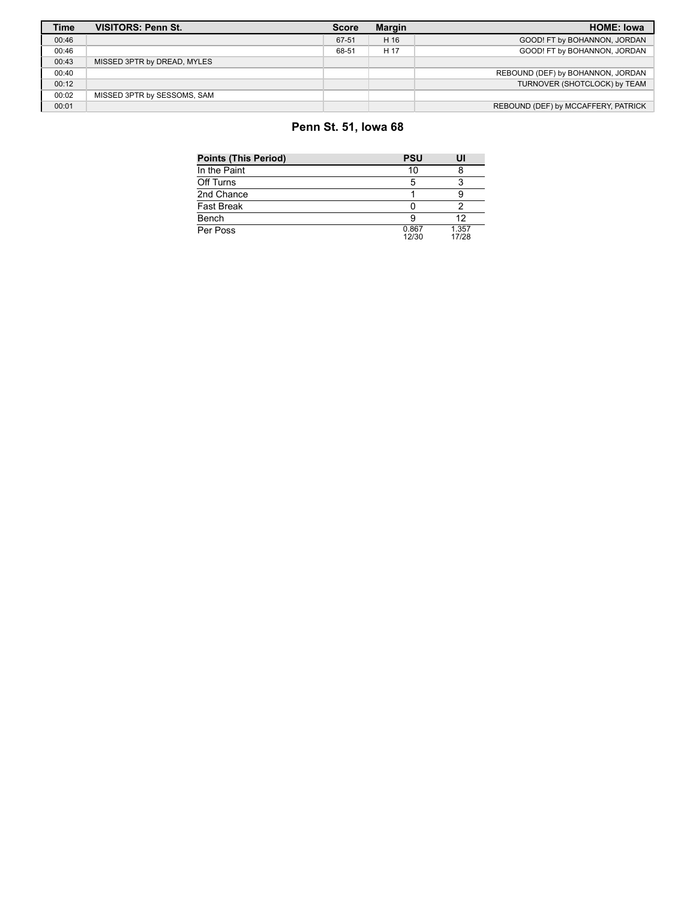| Time | VISITORS: Penn St. | Score | Margin | HOME: Iowa |
|---|---|---|---|---|
| 00:46 | | 67-51 | H 16 | GOOD! FT by BOHANNON, JORDAN |
| 00:46 | | 68-51 | H 17 | GOOD! FT by BOHANNON, JORDAN |
| 00:43 | MISSED 3PTR by DREAD, MYLES | | | |
| 00:40 | | | | REBOUND (DEF) by BOHANNON, JORDAN |
| 00:12 | | | | TURNOVER (SHOTCLOCK) by TEAM |
| 00:02 | MISSED 3PTR by SESSOMS, SAM | | | |
| 00:01 | | | | REBOUND (DEF) by MCCAFFERY, PATRICK |

## Penn St. 51, Iowa 68

| Points (This Period) | PSU | UI |
|---|---|---|
| In the Paint | 10 | 8 |
| Off Turns | 5 | 3 |
| 2nd Chance | 1 | 9 |
| Fast Break | 0 | 2 |
| Bench | 9 | 12 |
| Per Poss | 0.867 12/30 | 1.357 17/28 |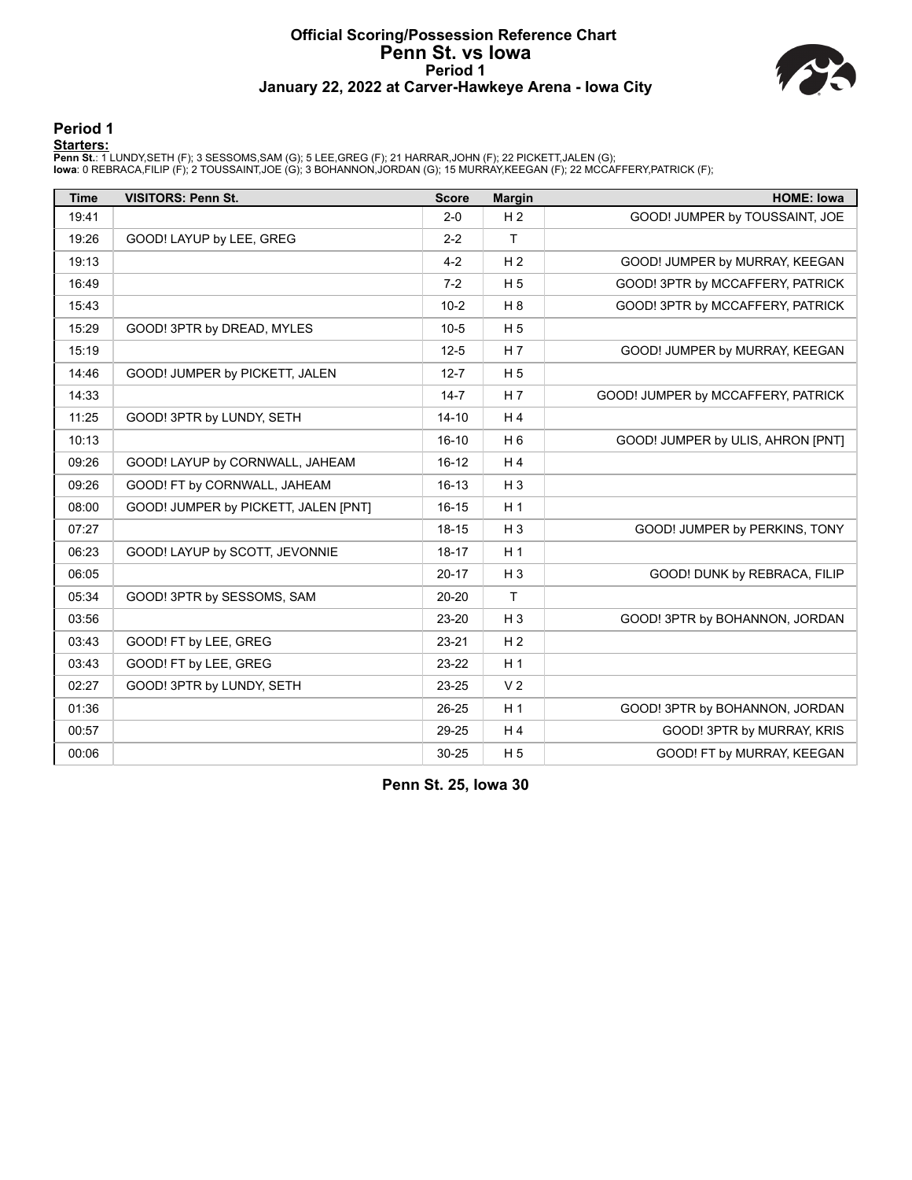# Official Scoring/Possession Reference Chart
# Penn St. vs Iowa
## Period 1
### January 22, 2022 at Carver-Hawkeye Arena - Iowa City

## Period 1

**Starters:**

**Penn St.**: 1 LUNDY,SETH (F); 3 SESSOMS,SAM (G); 5 LEE,GREG (F); 21 HARRAR,JOHN (F); 22 PICKETT,JALEN (G);
**Iowa**: 0 REBRACA,FILIP (F); 2 TOUSSAINT,JOE (G); 3 BOHANNON,JORDAN (G); 15 MURRAY,KEEGAN (F); 22 MCCAFFERY,PATRICK (F);

| Time | VISITORS: Penn St. | Score | Margin | HOME: Iowa |
|---|---|---|---|---|
| 19:41 | | 2-0 | H 2 | GOOD! JUMPER by TOUSSAINT, JOE |
| 19:26 | GOOD! LAYUP by LEE, GREG | 2-2 | T | |
| 19:13 | | 4-2 | H 2 | GOOD! JUMPER by MURRAY, KEEGAN |
| 16:49 | | 7-2 | H 5 | GOOD! 3PTR by MCCAFFERY, PATRICK |
| 15:43 | | 10-2 | H 8 | GOOD! 3PTR by MCCAFFERY, PATRICK |
| 15:29 | GOOD! 3PTR by DREAD, MYLES | 10-5 | H 5 | |
| 15:19 | | 12-5 | H 7 | GOOD! JUMPER by MURRAY, KEEGAN |
| 14:46 | GOOD! JUMPER by PICKETT, JALEN | 12-7 | H 5 | |
| 14:33 | | 14-7 | H 7 | GOOD! JUMPER by MCCAFFERY, PATRICK |
| 11:25 | GOOD! 3PTR by LUNDY, SETH | 14-10 | H 4 | |
| 10:13 | | 16-10 | H 6 | GOOD! JUMPER by ULIS, AHRON [PNT] |
| 09:26 | GOOD! LAYUP by CORNWALL, JAHEAM | 16-12 | H 4 | |
| 09:26 | GOOD! FT by CORNWALL, JAHEAM | 16-13 | H 3 | |
| 08:00 | GOOD! JUMPER by PICKETT, JALEN [PNT] | 16-15 | H 1 | |
| 07:27 | | 18-15 | H 3 | GOOD! JUMPER by PERKINS, TONY |
| 06:23 | GOOD! LAYUP by SCOTT, JEVONNIE | 18-17 | H 1 | |
| 06:05 | | 20-17 | H 3 | GOOD! DUNK by REBRACA, FILIP |
| 05:34 | GOOD! 3PTR by SESSOMS, SAM | 20-20 | T | |
| 03:56 | | 23-20 | H 3 | GOOD! 3PTR by BOHANNON, JORDAN |
| 03:43 | GOOD! FT by LEE, GREG | 23-21 | H 2 | |
| 03:43 | GOOD! FT by LEE, GREG | 23-22 | H 1 | |
| 02:27 | GOOD! 3PTR by LUNDY, SETH | 23-25 | V 2 | |
| 01:36 | | 26-25 | H 1 | GOOD! 3PTR by BOHANNON, JORDAN |
| 00:57 | | 29-25 | H 4 | GOOD! 3PTR by MURRAY, KRIS |
| 00:06 | | 30-25 | H 5 | GOOD! FT by MURRAY, KEEGAN |

**Penn St. 25, Iowa 30**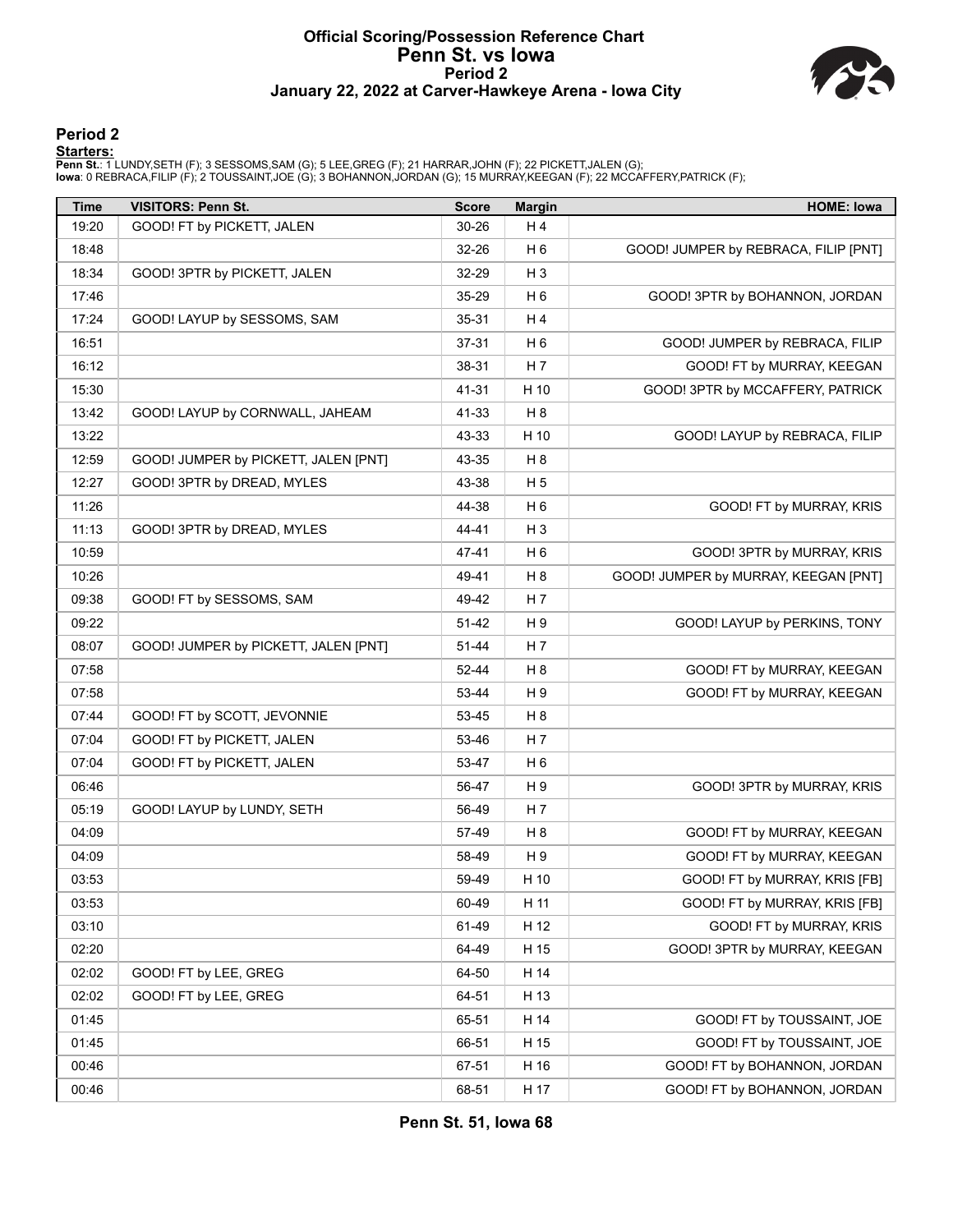# Official Scoring/Possession Reference Chart
# Penn St. vs Iowa
## Period 2
## January 22, 2022 at Carver-Hawkeye Arena - Iowa City

### Period 2

**Starters:**

**Penn St.**: 1 LUNDY,SETH (F); 3 SESSOMS,SAM (G); 5 LEE,GREG (F); 21 HARRAR,JOHN (F); 22 PICKETT,JALEN (G);
**Iowa**: 0 REBRACA,FILIP (F); 2 TOUSSAINT,JOE (G); 3 BOHANNON,JORDAN (G); 15 MURRAY,KEEGAN (F); 22 MCCAFFERY,PATRICK (F);

| Time | VISITORS: Penn St. | Score | Margin | HOME: Iowa |
|---|---|---|---|---|
| 19:20 | GOOD! FT by PICKETT, JALEN | 30-26 | H 4 | |
| 18:48 | | 32-26 | H 6 | GOOD! JUMPER by REBRACA, FILIP [PNT] |
| 18:34 | GOOD! 3PTR by PICKETT, JALEN | 32-29 | H 3 | |
| 17:46 | | 35-29 | H 6 | GOOD! 3PTR by BOHANNON, JORDAN |
| 17:24 | GOOD! LAYUP by SESSOMS, SAM | 35-31 | H 4 | |
| 16:51 | | 37-31 | H 6 | GOOD! JUMPER by REBRACA, FILIP |
| 16:12 | | 38-31 | H 7 | GOOD! FT by MURRAY, KEEGAN |
| 15:30 | | 41-31 | H 10 | GOOD! 3PTR by MCCAFFERY, PATRICK |
| 13:42 | GOOD! LAYUP by CORNWALL, JAHEAM | 41-33 | H 8 | |
| 13:22 | | 43-33 | H 10 | GOOD! LAYUP by REBRACA, FILIP |
| 12:59 | GOOD! JUMPER by PICKETT, JALEN [PNT] | 43-35 | H 8 | |
| 12:27 | GOOD! 3PTR by DREAD, MYLES | 43-38 | H 5 | |
| 11:26 | | 44-38 | H 6 | GOOD! FT by MURRAY, KRIS |
| 11:13 | GOOD! 3PTR by DREAD, MYLES | 44-41 | H 3 | |
| 10:59 | | 47-41 | H 6 | GOOD! 3PTR by MURRAY, KRIS |
| 10:26 | | 49-41 | H 8 | GOOD! JUMPER by MURRAY, KEEGAN [PNT] |
| 09:38 | GOOD! FT by SESSOMS, SAM | 49-42 | H 7 | |
| 09:22 | | 51-42 | H 9 | GOOD! LAYUP by PERKINS, TONY |
| 08:07 | GOOD! JUMPER by PICKETT, JALEN [PNT] | 51-44 | H 7 | |
| 07:58 | | 52-44 | H 8 | GOOD! FT by MURRAY, KEEGAN |
| 07:58 | | 53-44 | H 9 | GOOD! FT by MURRAY, KEEGAN |
| 07:44 | GOOD! FT by SCOTT, JEVONNIE | 53-45 | H 8 | |
| 07:04 | GOOD! FT by PICKETT, JALEN | 53-46 | H 7 | |
| 07:04 | GOOD! FT by PICKETT, JALEN | 53-47 | H 6 | |
| 06:46 | | 56-47 | H 9 | GOOD! 3PTR by MURRAY, KRIS |
| 05:19 | GOOD! LAYUP by LUNDY, SETH | 56-49 | H 7 | |
| 04:09 | | 57-49 | H 8 | GOOD! FT by MURRAY, KEEGAN |
| 04:09 | | 58-49 | H 9 | GOOD! FT by MURRAY, KEEGAN |
| 03:53 | | 59-49 | H 10 | GOOD! FT by MURRAY, KRIS [FB] |
| 03:53 | | 60-49 | H 11 | GOOD! FT by MURRAY, KRIS [FB] |
| 03:10 | | 61-49 | H 12 | GOOD! FT by MURRAY, KRIS |
| 02:20 | | 64-49 | H 15 | GOOD! 3PTR by MURRAY, KEEGAN |
| 02:02 | GOOD! FT by LEE, GREG | 64-50 | H 14 | |
| 02:02 | GOOD! FT by LEE, GREG | 64-51 | H 13 | |
| 01:45 | | 65-51 | H 14 | GOOD! FT by TOUSSAINT, JOE |
| 01:45 | | 66-51 | H 15 | GOOD! FT by TOUSSAINT, JOE |
| 00:46 | | 67-51 | H 16 | GOOD! FT by BOHANNON, JORDAN |
| 00:46 | | 68-51 | H 17 | GOOD! FT by BOHANNON, JORDAN |

**Penn St. 51, Iowa 68**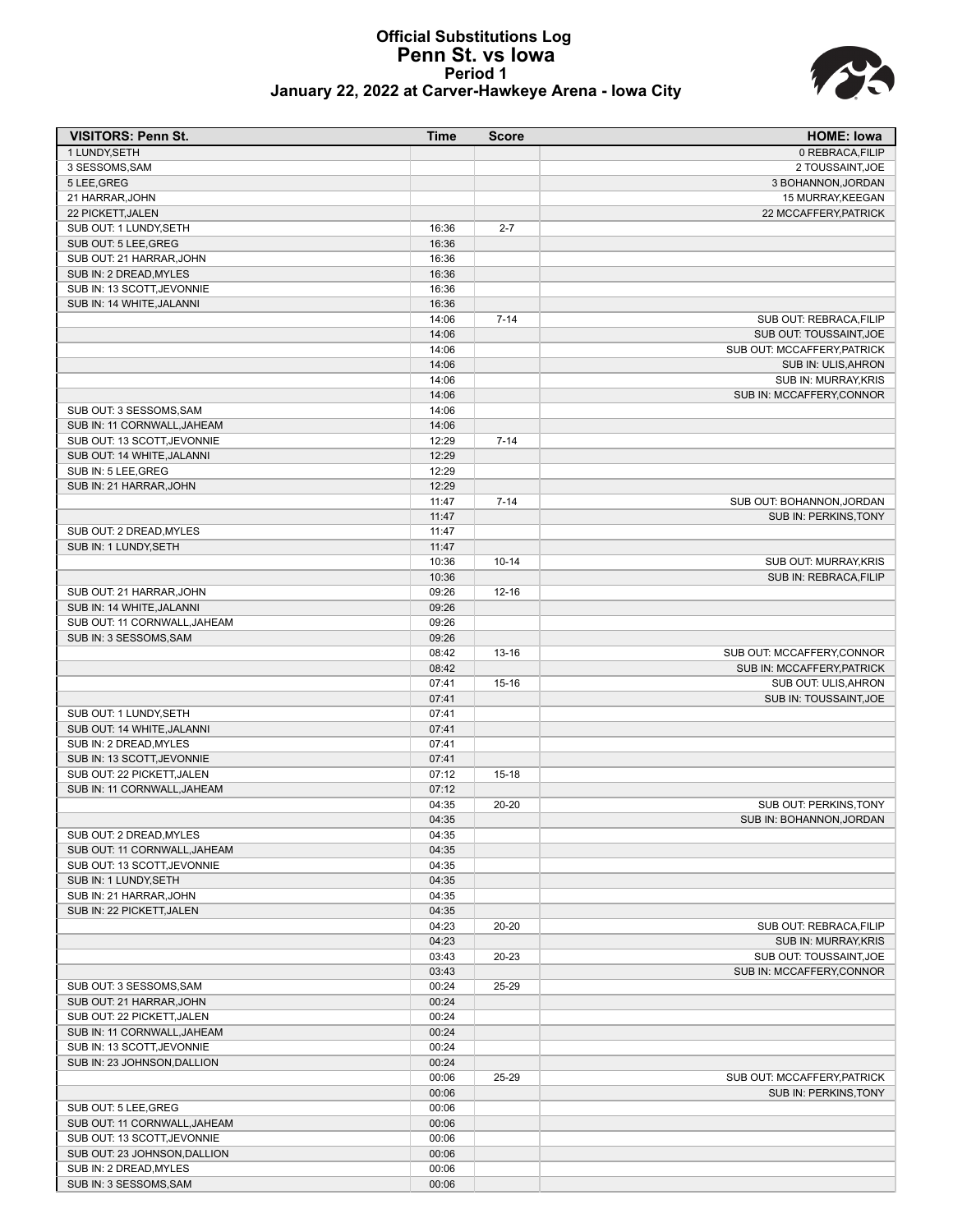# Official Substitutions Log
## Penn St. vs Iowa
### Period 1
### January 22, 2022 at Carver-Hawkeye Arena - Iowa City

| VISITORS: Penn St. | Time | Score | HOME: Iowa |
|---|---|---|---|
| 1 LUNDY,SETH | | | 0 REBRACA,FILIP |
| 3 SESSOMS,SAM | | | 2 TOUSSAINT,JOE |
| 5 LEE,GREG | | | 3 BOHANNON,JORDAN |
| 21 HARRAR,JOHN | | | 15 MURRAY,KEEGAN |
| 22 PICKETT,JALEN | | | 22 MCCAFFERY,PATRICK |
| SUB OUT: 1 LUNDY,SETH | 16:36 | 2-7 | |
| SUB OUT: 5 LEE,GREG | 16:36 | | |
| SUB OUT: 21 HARRAR,JOHN | 16:36 | | |
| SUB IN: 2 DREAD,MYLES | 16:36 | | |
| SUB IN: 13 SCOTT,JEVONNIE | 16:36 | | |
| SUB IN: 14 WHITE,JALANNI | 16:36 | | |
| | 14:06 | 7-14 | SUB OUT: REBRACA,FILIP |
| | 14:06 | | SUB OUT: TOUSSAINT,JOE |
| | 14:06 | | SUB OUT: MCCAFFERY,PATRICK |
| | 14:06 | | SUB IN: ULIS,AHRON |
| | 14:06 | | SUB IN: MURRAY,KRIS |
| | 14:06 | | SUB IN: MCCAFFERY,CONNOR |
| SUB OUT: 3 SESSOMS,SAM | 14:06 | | |
| SUB IN: 11 CORNWALL,JAHEAM | 14:06 | | |
| SUB OUT: 13 SCOTT,JEVONNIE | 12:29 | 7-14 | |
| SUB OUT: 14 WHITE,JALANNI | 12:29 | | |
| SUB IN: 5 LEE,GREG | 12:29 | | |
| SUB IN: 21 HARRAR,JOHN | 12:29 | | |
| | 11:47 | 7-14 | SUB OUT: BOHANNON,JORDAN |
| | 11:47 | | SUB IN: PERKINS,TONY |
| SUB OUT: 2 DREAD,MYLES | 11:47 | | |
| SUB IN: 1 LUNDY,SETH | 11:47 | | |
| | 10:36 | 10-14 | SUB OUT: MURRAY,KRIS |
| | 10:36 | | SUB IN: REBRACA,FILIP |
| SUB OUT: 21 HARRAR,JOHN | 09:26 | 12-16 | |
| SUB IN: 14 WHITE,JALANNI | 09:26 | | |
| SUB OUT: 11 CORNWALL,JAHEAM | 09:26 | | |
| SUB IN: 3 SESSOMS,SAM | 09:26 | | |
| | 08:42 | 13-16 | SUB OUT: MCCAFFERY,CONNOR |
| | 08:42 | | SUB IN: MCCAFFERY,PATRICK |
| | 07:41 | 15-16 | SUB OUT: ULIS,AHRON |
| | 07:41 | | SUB IN: TOUSSAINT,JOE |
| SUB OUT: 1 LUNDY,SETH | 07:41 | | |
| SUB OUT: 14 WHITE,JALANNI | 07:41 | | |
| SUB IN: 2 DREAD,MYLES | 07:41 | | |
| SUB IN: 13 SCOTT,JEVONNIE | 07:41 | | |
| SUB OUT: 22 PICKETT,JALEN | 07:12 | 15-18 | |
| SUB IN: 11 CORNWALL,JAHEAM | 07:12 | | |
| | 04:35 | 20-20 | SUB OUT: PERKINS,TONY |
| | 04:35 | | SUB IN: BOHANNON,JORDAN |
| SUB OUT: 2 DREAD,MYLES | 04:35 | | |
| SUB OUT: 11 CORNWALL,JAHEAM | 04:35 | | |
| SUB OUT: 13 SCOTT,JEVONNIE | 04:35 | | |
| SUB IN: 1 LUNDY,SETH | 04:35 | | |
| SUB IN: 21 HARRAR,JOHN | 04:35 | | |
| SUB IN: 22 PICKETT,JALEN | 04:35 | | |
| | 04:23 | 20-20 | SUB OUT: REBRACA,FILIP |
| | 04:23 | | SUB IN: MURRAY,KRIS |
| | 03:43 | 20-23 | SUB OUT: TOUSSAINT,JOE |
| | 03:43 | | SUB IN: MCCAFFERY,CONNOR |
| SUB OUT: 3 SESSOMS,SAM | 00:24 | 25-29 | |
| SUB OUT: 21 HARRAR,JOHN | 00:24 | | |
| SUB OUT: 22 PICKETT,JALEN | 00:24 | | |
| SUB IN: 11 CORNWALL,JAHEAM | 00:24 | | |
| SUB IN: 13 SCOTT,JEVONNIE | 00:24 | | |
| SUB IN: 23 JOHNSON,DALLION | 00:24 | | |
| | 00:06 | 25-29 | SUB OUT: MCCAFFERY,PATRICK |
| | 00:06 | | SUB IN: PERKINS,TONY |
| SUB OUT: 5 LEE,GREG | 00:06 | | |
| SUB OUT: 11 CORNWALL,JAHEAM | 00:06 | | |
| SUB OUT: 13 SCOTT,JEVONNIE | 00:06 | | |
| SUB OUT: 23 JOHNSON,DALLION | 00:06 | | |
| SUB IN: 2 DREAD,MYLES | 00:06 | | |
| SUB IN: 3 SESSOMS,SAM | 00:06 | | |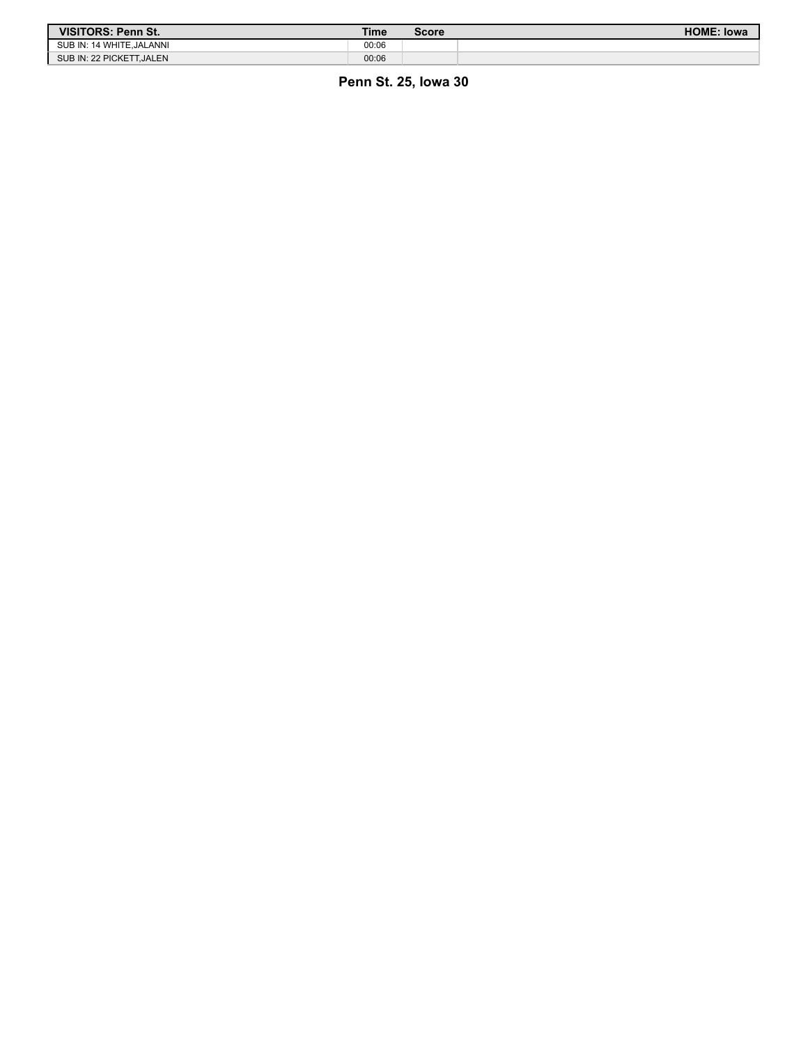| VISITORS: Penn St. | Time | Score | HOME: Iowa |
| --- | --- | --- | --- |
| SUB IN: 14 WHITE,JALANNI | 00:06 | | |
| SUB IN: 22 PICKETT,JALEN | 00:06 | | |

**Penn St. 25, Iowa 30**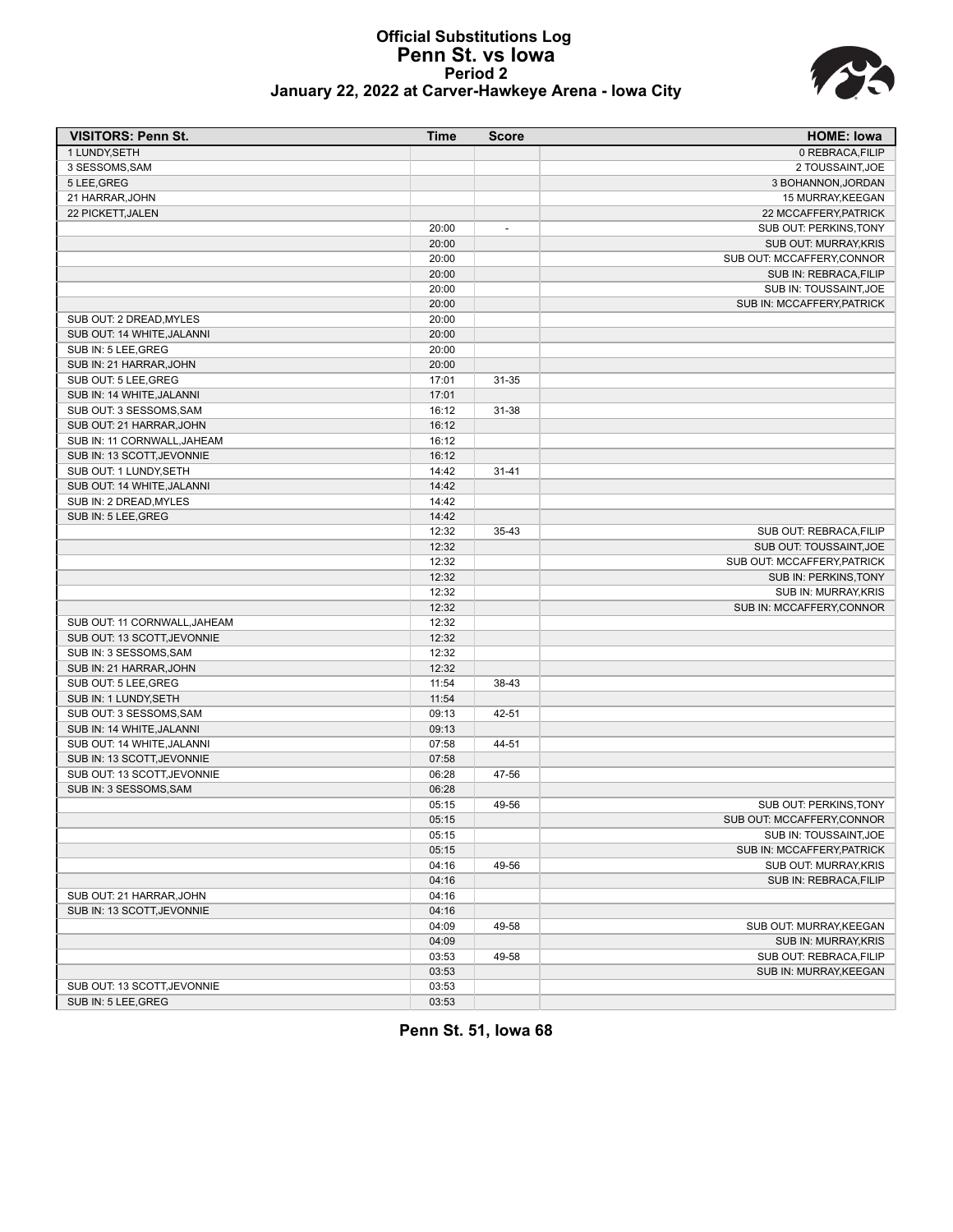# Official Substitutions Log
## Penn St. vs Iowa
### Period 2
### January 22, 2022 at Carver-Hawkeye Arena - Iowa City

| VISITORS: Penn St. | Time | Score | HOME: Iowa |
|---|---|---|---|
| 1 LUNDY,SETH | | | 0 REBRACA,FILIP |
| 3 SESSOMS,SAM | | | 2 TOUSSAINT,JOE |
| 5 LEE,GREG | | | 3 BOHANNON,JORDAN |
| 21 HARRAR,JOHN | | | 15 MURRAY,KEEGAN |
| 22 PICKETT,JALEN | | | 22 MCCAFFERY,PATRICK |
| | 20:00 | - | SUB OUT: PERKINS,TONY |
| | 20:00 | | SUB OUT: MURRAY,KRIS |
| | 20:00 | | SUB OUT: MCCAFFERY,CONNOR |
| | 20:00 | | SUB IN: REBRACA,FILIP |
| | 20:00 | | SUB IN: TOUSSAINT,JOE |
| | 20:00 | | SUB IN: MCCAFFERY,PATRICK |
| SUB OUT: 2 DREAD,MYLES | 20:00 | | |
| SUB OUT: 14 WHITE,JALANNI | 20:00 | | |
| SUB IN: 5 LEE,GREG | 20:00 | | |
| SUB IN: 21 HARRAR,JOHN | 20:00 | | |
| SUB OUT: 5 LEE,GREG | 17:01 | 31-35 | |
| SUB IN: 14 WHITE,JALANNI | 17:01 | | |
| SUB OUT: 3 SESSOMS,SAM | 16:12 | 31-38 | |
| SUB OUT: 21 HARRAR,JOHN | 16:12 | | |
| SUB IN: 11 CORNWALL,JAHEAM | 16:12 | | |
| SUB IN: 13 SCOTT,JEVONNIE | 16:12 | | |
| SUB OUT: 1 LUNDY,SETH | 14:42 | 31-41 | |
| SUB OUT: 14 WHITE,JALANNI | 14:42 | | |
| SUB IN: 2 DREAD,MYLES | 14:42 | | |
| SUB IN: 5 LEE,GREG | 14:42 | | |
| | 12:32 | 35-43 | SUB OUT: REBRACA,FILIP |
| | 12:32 | | SUB OUT: TOUSSAINT,JOE |
| | 12:32 | | SUB OUT: MCCAFFERY,PATRICK |
| | 12:32 | | SUB IN: PERKINS,TONY |
| | 12:32 | | SUB IN: MURRAY,KRIS |
| | 12:32 | | SUB IN: MCCAFFERY,CONNOR |
| SUB OUT: 11 CORNWALL,JAHEAM | 12:32 | | |
| SUB OUT: 13 SCOTT,JEVONNIE | 12:32 | | |
| SUB IN: 3 SESSOMS,SAM | 12:32 | | |
| SUB IN: 21 HARRAR,JOHN | 12:32 | | |
| SUB OUT: 5 LEE,GREG | 11:54 | 38-43 | |
| SUB IN: 1 LUNDY,SETH | 11:54 | | |
| SUB OUT: 3 SESSOMS,SAM | 09:13 | 42-51 | |
| SUB IN: 14 WHITE,JALANNI | 09:13 | | |
| SUB OUT: 14 WHITE,JALANNI | 07:58 | 44-51 | |
| SUB IN: 13 SCOTT,JEVONNIE | 07:58 | | |
| SUB OUT: 13 SCOTT,JEVONNIE | 06:28 | 47-56 | |
| SUB IN: 3 SESSOMS,SAM | 06:28 | | |
| | 05:15 | 49-56 | SUB OUT: PERKINS,TONY |
| | 05:15 | | SUB OUT: MCCAFFERY,CONNOR |
| | 05:15 | | SUB IN: TOUSSAINT,JOE |
| | 05:15 | | SUB IN: MCCAFFERY,PATRICK |
| | 04:16 | 49-56 | SUB OUT: MURRAY,KRIS |
| | 04:16 | | SUB IN: REBRACA,FILIP |
| SUB OUT: 21 HARRAR,JOHN | 04:16 | | |
| SUB IN: 13 SCOTT,JEVONNIE | 04:16 | | |
| | 04:09 | 49-58 | SUB OUT: MURRAY,KEEGAN |
| | 04:09 | | SUB IN: MURRAY,KRIS |
| | 03:53 | 49-58 | SUB OUT: REBRACA,FILIP |
| | 03:53 | | SUB IN: MURRAY,KEEGAN |
| SUB OUT: 13 SCOTT,JEVONNIE | 03:53 | | |
| SUB IN: 5 LEE,GREG | 03:53 | | |

**Penn St. 51, Iowa 68**